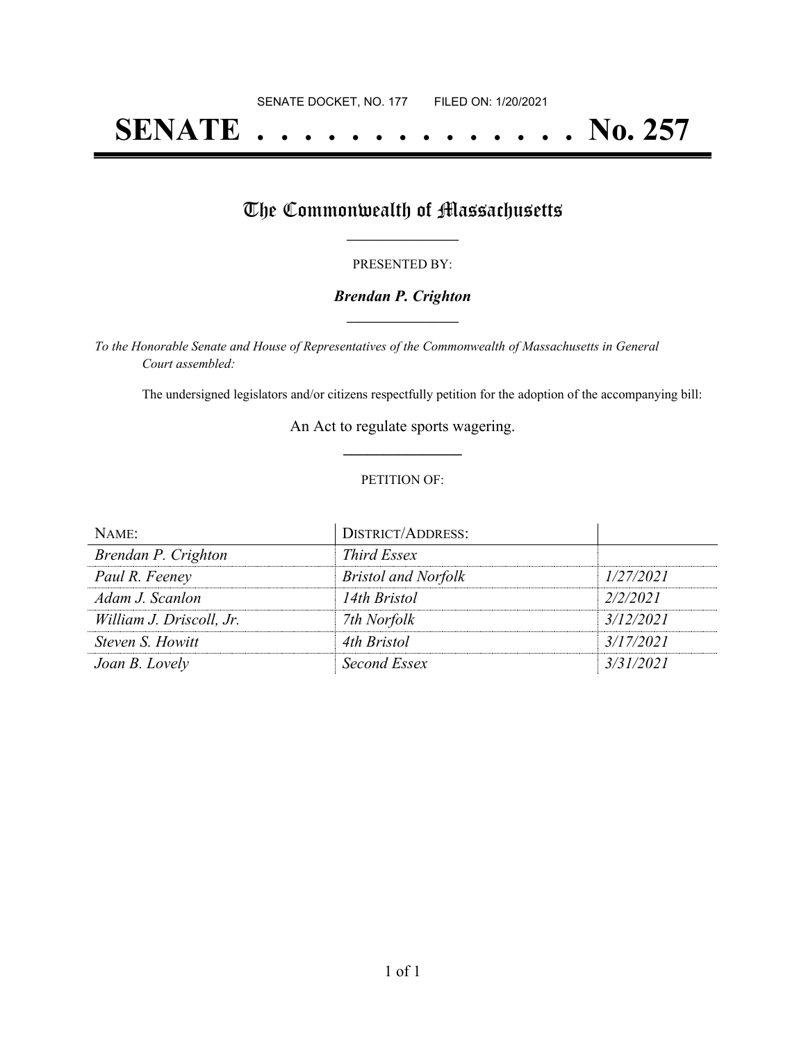SENATE DOCKET, NO. 177        FILED ON: 1/20/2021

# SENATE . . . . . . . . . . . . . . No. 257

## The Commonwealth of Massachusetts

PRESENTED BY:

***Brendan P. Crighton***

*To the Honorable Senate and House of Representatives of the Commonwealth of Massachusetts in General Court assembled:*

The undersigned legislators and/or citizens respectfully petition for the adoption of the accompanying bill:

An Act to regulate sports wagering.

PETITION OF:

| NAME: | DISTRICT/ADDRESS: | |
|---|---|---|
| *Brendan P. Crighton* | *Third Essex* | |
| *Paul R. Feeney* | *Bristol and Norfolk* | *1/27/2021* |
| *Adam J. Scanlon* | *14th Bristol* | *2/2/2021* |
| *William J. Driscoll, Jr.* | *7th Norfolk* | *3/12/2021* |
| *Steven S. Howitt* | *4th Bristol* | *3/17/2021* |
| *Joan B. Lovely* | *Second Essex* | *3/31/2021* |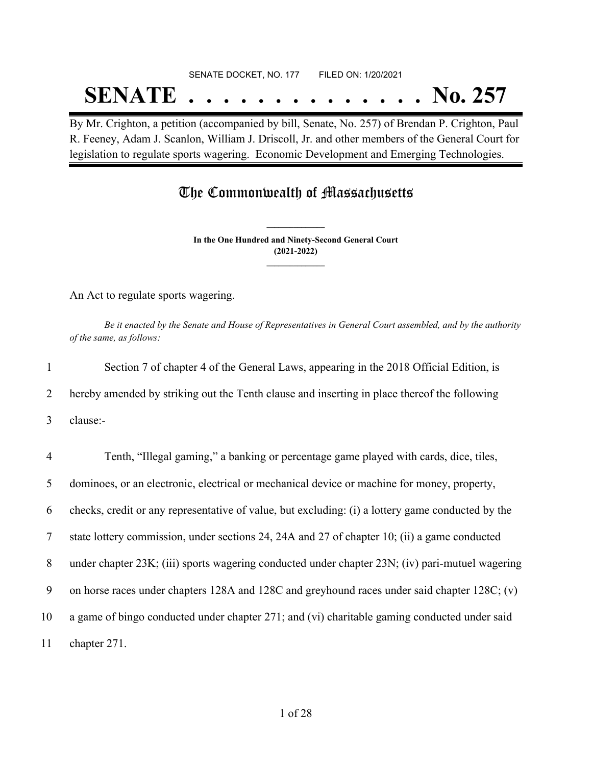SENATE DOCKET, NO. 177        FILED ON: 1/20/2021

# SENATE . . . . . . . . . . . . . . No. 257

By Mr. Crighton, a petition (accompanied by bill, Senate, No. 257) of Brendan P. Crighton, Paul R. Feeney, Adam J. Scanlon, William J. Driscoll, Jr. and other members of the General Court for legislation to regulate sports wagering. Economic Development and Emerging Technologies.

## The Commonwealth of Massachusetts

**In the One Hundred and Ninety-Second General Court**
**(2021-2022)**

An Act to regulate sports wagering.

*Be it enacted by the Senate and House of Representatives in General Court assembled, and by the authority of the same, as follows:*

1 Section 7 of chapter 4 of the General Laws, appearing in the 2018 Official Edition, is
2 hereby amended by striking out the Tenth clause and inserting in place thereof the following
3 clause:-

4 Tenth, "Illegal gaming," a banking or percentage game played with cards, dice, tiles,
5 dominoes, or an electronic, electrical or mechanical device or machine for money, property,
6 checks, credit or any representative of value, but excluding: (i) a lottery game conducted by the
7 state lottery commission, under sections 24, 24A and 27 of chapter 10; (ii) a game conducted
8 under chapter 23K; (iii) sports wagering conducted under chapter 23N; (iv) pari-mutuel wagering
9 on horse races under chapters 128A and 128C and greyhound races under said chapter 128C; (v)
10 a game of bingo conducted under chapter 271; and (vi) charitable gaming conducted under said
11 chapter 271.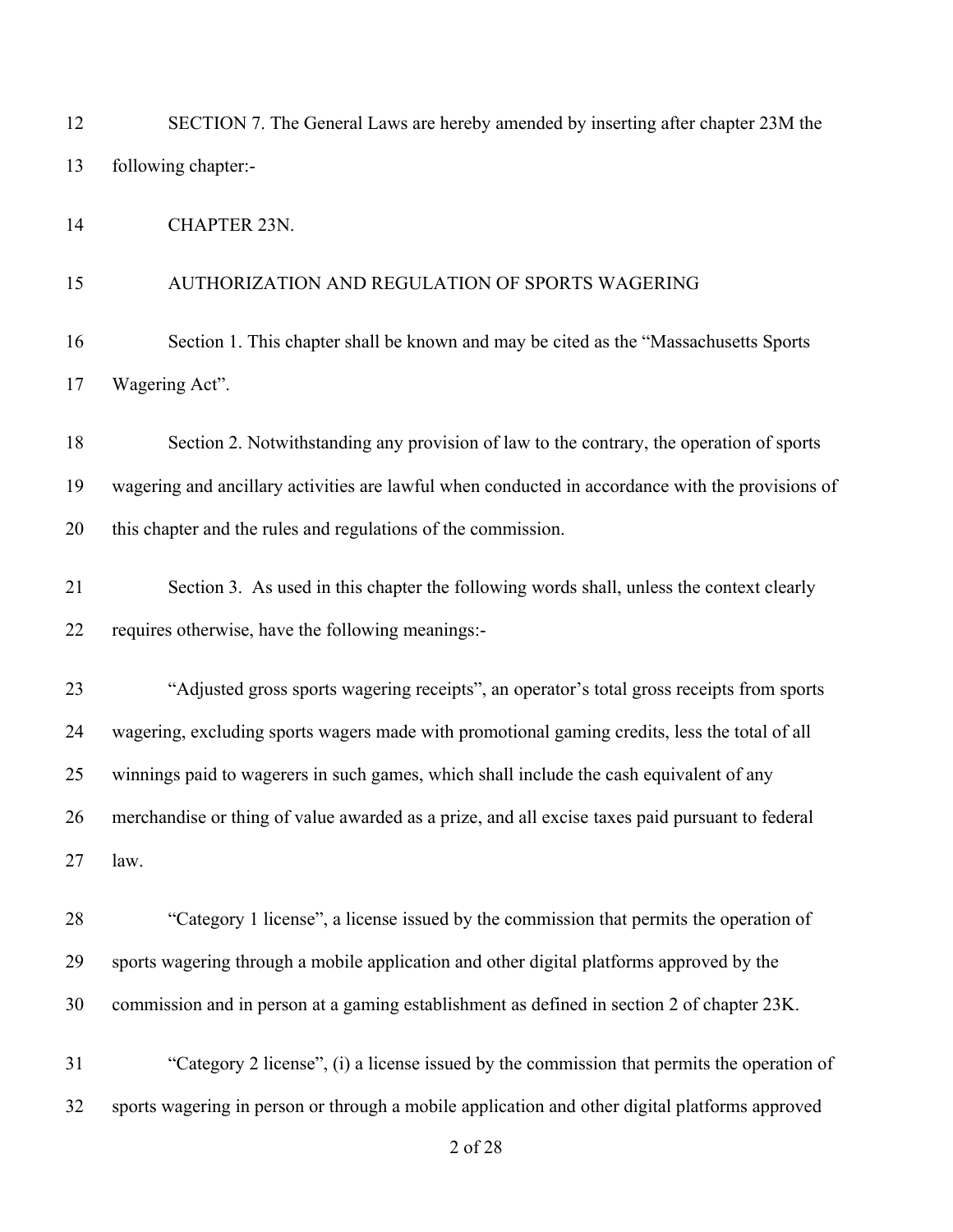SECTION 7. The General Laws are hereby amended by inserting after chapter 23M the following chapter:-

CHAPTER 23N.

AUTHORIZATION AND REGULATION OF SPORTS WAGERING

Section 1. This chapter shall be known and may be cited as the "Massachusetts Sports Wagering Act".

Section 2. Notwithstanding any provision of law to the contrary, the operation of sports wagering and ancillary activities are lawful when conducted in accordance with the provisions of this chapter and the rules and regulations of the commission.

Section 3. As used in this chapter the following words shall, unless the context clearly requires otherwise, have the following meanings:-

"Adjusted gross sports wagering receipts", an operator's total gross receipts from sports wagering, excluding sports wagers made with promotional gaming credits, less the total of all winnings paid to wagerers in such games, which shall include the cash equivalent of any merchandise or thing of value awarded as a prize, and all excise taxes paid pursuant to federal law.

"Category 1 license", a license issued by the commission that permits the operation of sports wagering through a mobile application and other digital platforms approved by the commission and in person at a gaming establishment as defined in section 2 of chapter 23K.

"Category 2 license", (i) a license issued by the commission that permits the operation of sports wagering in person or through a mobile application and other digital platforms approved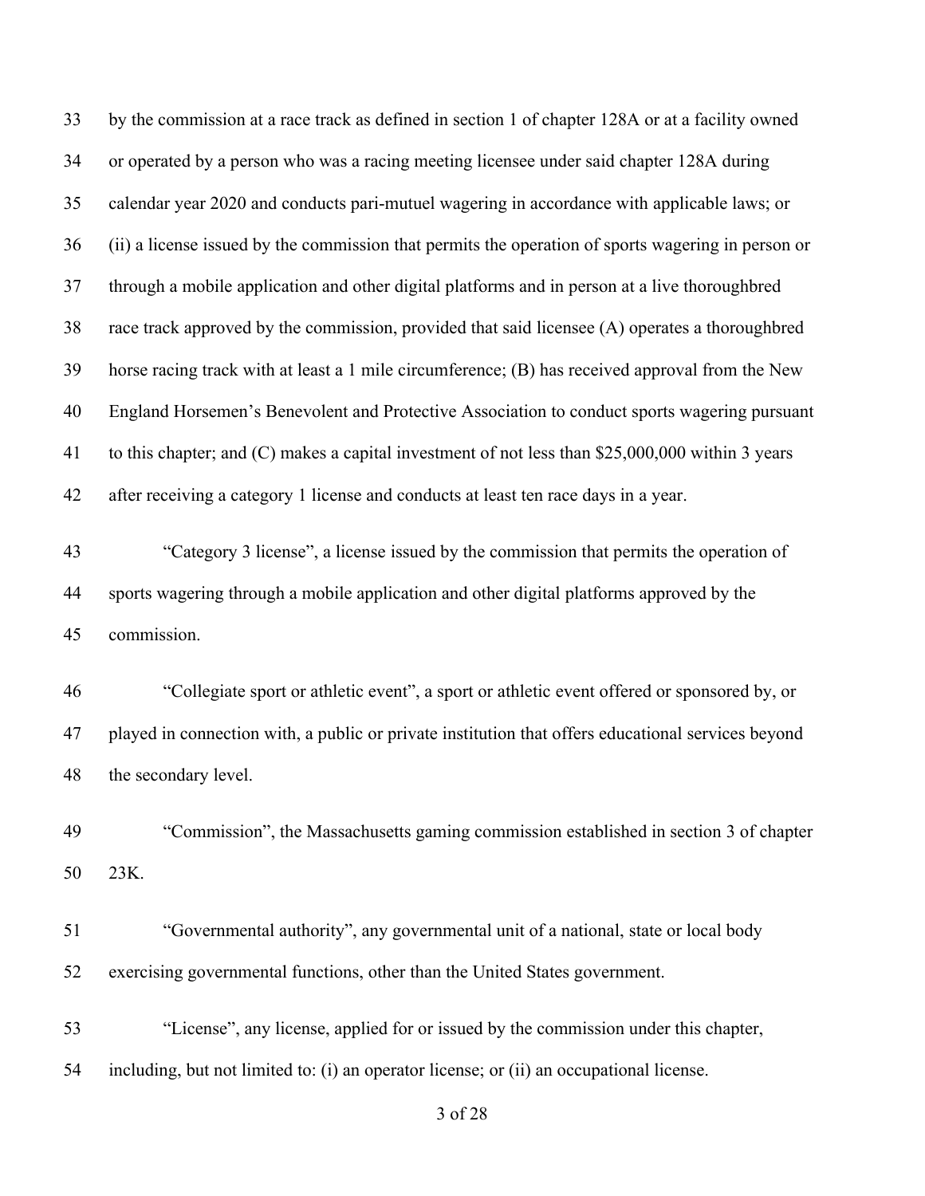by the commission at a race track as defined in section 1 of chapter 128A or at a facility owned or operated by a person who was a racing meeting licensee under said chapter 128A during calendar year 2020 and conducts pari-mutuel wagering in accordance with applicable laws; or (ii) a license issued by the commission that permits the operation of sports wagering in person or through a mobile application and other digital platforms and in person at a live thoroughbred race track approved by the commission, provided that said licensee (A) operates a thoroughbred horse racing track with at least a 1 mile circumference; (B) has received approval from the New England Horsemen's Benevolent and Protective Association to conduct sports wagering pursuant to this chapter; and (C) makes a capital investment of not less than $25,000,000 within 3 years after receiving a category 1 license and conducts at least ten race days in a year.

"Category 3 license", a license issued by the commission that permits the operation of sports wagering through a mobile application and other digital platforms approved by the commission.

"Collegiate sport or athletic event", a sport or athletic event offered or sponsored by, or played in connection with, a public or private institution that offers educational services beyond the secondary level.

"Commission", the Massachusetts gaming commission established in section 3 of chapter 23K.

"Governmental authority", any governmental unit of a national, state or local body exercising governmental functions, other than the United States government.

"License", any license, applied for or issued by the commission under this chapter, including, but not limited to: (i) an operator license; or (ii) an occupational license.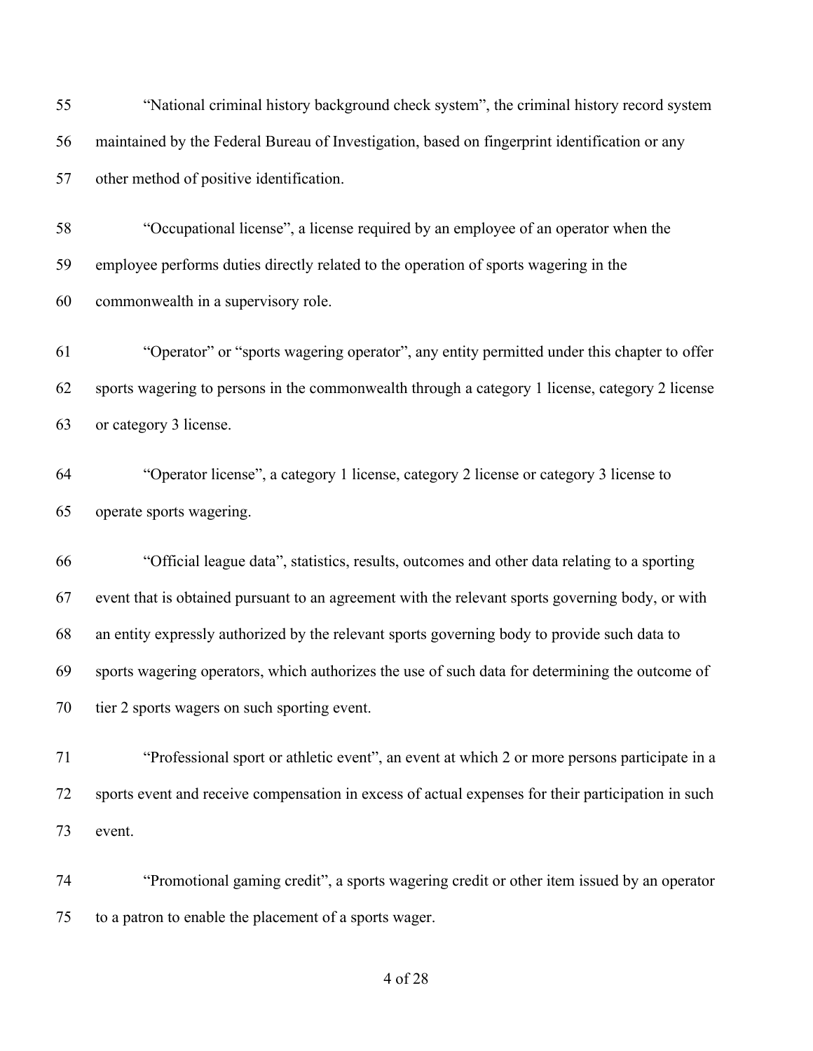55 "National criminal history background check system", the criminal history record system
56 maintained by the Federal Bureau of Investigation, based on fingerprint identification or any
57 other method of positive identification.

58 "Occupational license", a license required by an employee of an operator when the
59 employee performs duties directly related to the operation of sports wagering in the
60 commonwealth in a supervisory role.

61 "Operator" or "sports wagering operator", any entity permitted under this chapter to offer
62 sports wagering to persons in the commonwealth through a category 1 license, category 2 license
63 or category 3 license.

64 "Operator license", a category 1 license, category 2 license or category 3 license to
65 operate sports wagering.

66 "Official league data", statistics, results, outcomes and other data relating to a sporting
67 event that is obtained pursuant to an agreement with the relevant sports governing body, or with
68 an entity expressly authorized by the relevant sports governing body to provide such data to
69 sports wagering operators, which authorizes the use of such data for determining the outcome of
70 tier 2 sports wagers on such sporting event.

71 "Professional sport or athletic event", an event at which 2 or more persons participate in a
72 sports event and receive compensation in excess of actual expenses for their participation in such
73 event.

74 "Promotional gaming credit", a sports wagering credit or other item issued by an operator
75 to a patron to enable the placement of a sports wager.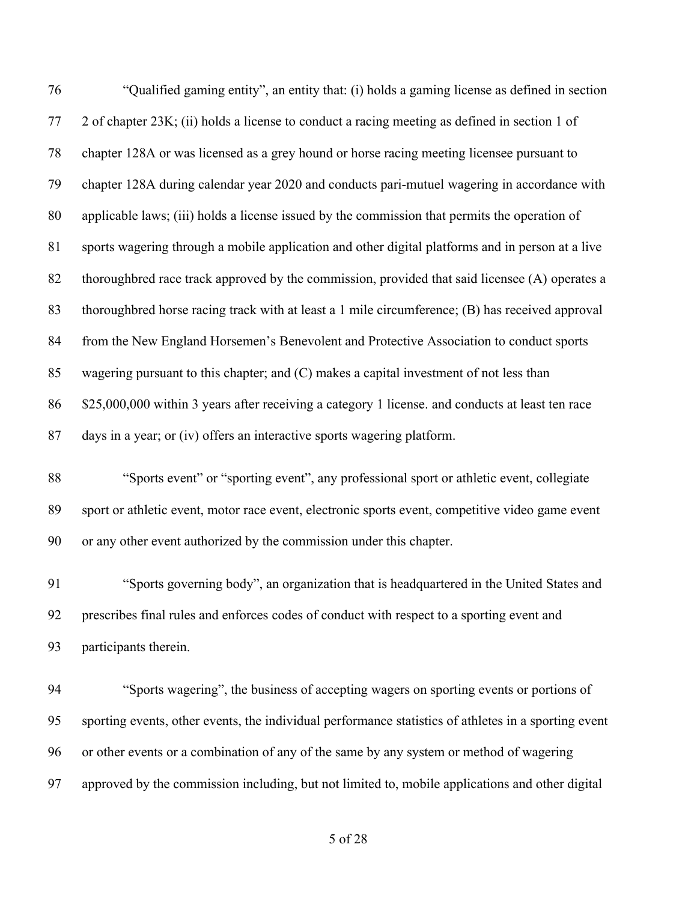"Qualified gaming entity", an entity that: (i) holds a gaming license as defined in section 2 of chapter 23K; (ii) holds a license to conduct a racing meeting as defined in section 1 of chapter 128A or was licensed as a grey hound or horse racing meeting licensee pursuant to chapter 128A during calendar year 2020 and conducts pari-mutuel wagering in accordance with applicable laws; (iii) holds a license issued by the commission that permits the operation of sports wagering through a mobile application and other digital platforms and in person at a live thoroughbred race track approved by the commission, provided that said licensee (A) operates a thoroughbred horse racing track with at least a 1 mile circumference; (B) has received approval from the New England Horsemen's Benevolent and Protective Association to conduct sports wagering pursuant to this chapter; and (C) makes a capital investment of not less than $25,000,000 within 3 years after receiving a category 1 license. and conducts at least ten race days in a year; or (iv) offers an interactive sports wagering platform.

"Sports event" or "sporting event", any professional sport or athletic event, collegiate sport or athletic event, motor race event, electronic sports event, competitive video game event or any other event authorized by the commission under this chapter.

"Sports governing body", an organization that is headquartered in the United States and prescribes final rules and enforces codes of conduct with respect to a sporting event and participants therein.

"Sports wagering", the business of accepting wagers on sporting events or portions of sporting events, other events, the individual performance statistics of athletes in a sporting event or other events or a combination of any of the same by any system or method of wagering approved by the commission including, but not limited to, mobile applications and other digital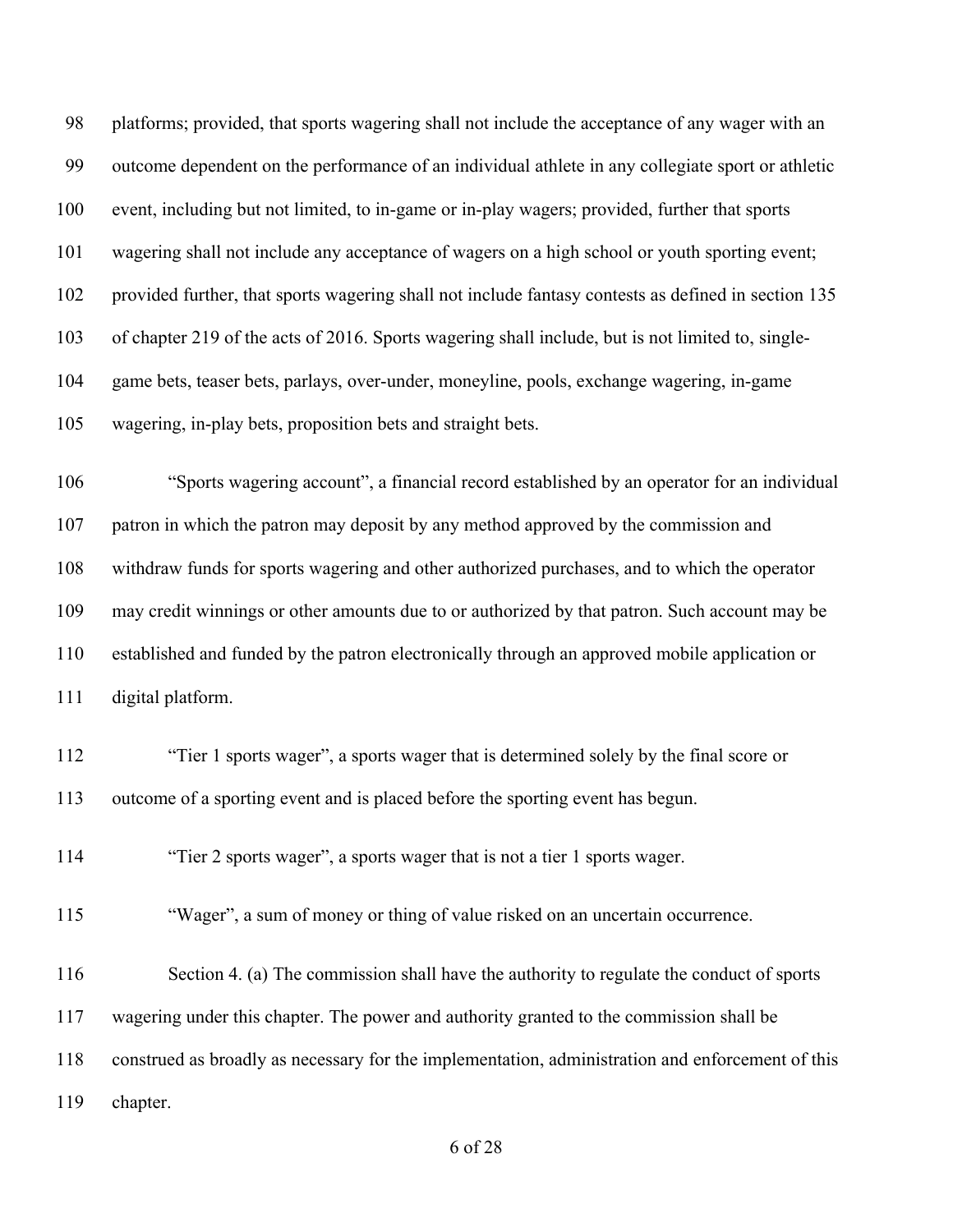platforms; provided, that sports wagering shall not include the acceptance of any wager with an outcome dependent on the performance of an individual athlete in any collegiate sport or athletic event, including but not limited, to in-game or in-play wagers; provided, further that sports wagering shall not include any acceptance of wagers on a high school or youth sporting event; provided further, that sports wagering shall not include fantasy contests as defined in section 135 of chapter 219 of the acts of 2016. Sports wagering shall include, but is not limited to, single-game bets, teaser bets, parlays, over-under, moneyline, pools, exchange wagering, in-game wagering, in-play bets, proposition bets and straight bets.

"Sports wagering account", a financial record established by an operator for an individual patron in which the patron may deposit by any method approved by the commission and withdraw funds for sports wagering and other authorized purchases, and to which the operator may credit winnings or other amounts due to or authorized by that patron. Such account may be established and funded by the patron electronically through an approved mobile application or digital platform.

"Tier 1 sports wager", a sports wager that is determined solely by the final score or outcome of a sporting event and is placed before the sporting event has begun.

"Tier 2 sports wager", a sports wager that is not a tier 1 sports wager.

"Wager", a sum of money or thing of value risked on an uncertain occurrence.

Section 4. (a) The commission shall have the authority to regulate the conduct of sports wagering under this chapter. The power and authority granted to the commission shall be construed as broadly as necessary for the implementation, administration and enforcement of this chapter.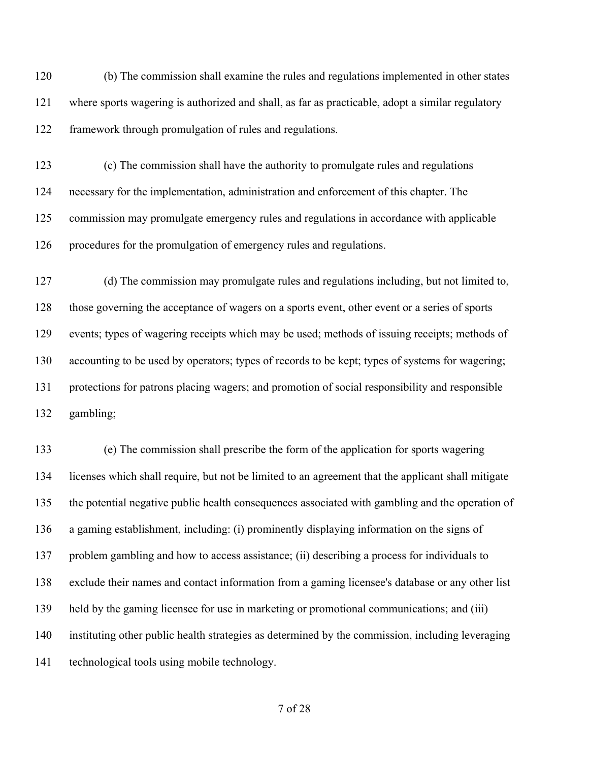(b) The commission shall examine the rules and regulations implemented in other states where sports wagering is authorized and shall, as far as practicable, adopt a similar regulatory framework through promulgation of rules and regulations.

(c) The commission shall have the authority to promulgate rules and regulations necessary for the implementation, administration and enforcement of this chapter. The commission may promulgate emergency rules and regulations in accordance with applicable procedures for the promulgation of emergency rules and regulations.

(d) The commission may promulgate rules and regulations including, but not limited to, those governing the acceptance of wagers on a sports event, other event or a series of sports events; types of wagering receipts which may be used; methods of issuing receipts; methods of accounting to be used by operators; types of records to be kept; types of systems for wagering; protections for patrons placing wagers; and promotion of social responsibility and responsible gambling;

(e) The commission shall prescribe the form of the application for sports wagering licenses which shall require, but not be limited to an agreement that the applicant shall mitigate the potential negative public health consequences associated with gambling and the operation of a gaming establishment, including: (i) prominently displaying information on the signs of problem gambling and how to access assistance; (ii) describing a process for individuals to exclude their names and contact information from a gaming licensee's database or any other list held by the gaming licensee for use in marketing or promotional communications; and (iii) instituting other public health strategies as determined by the commission, including leveraging technological tools using mobile technology.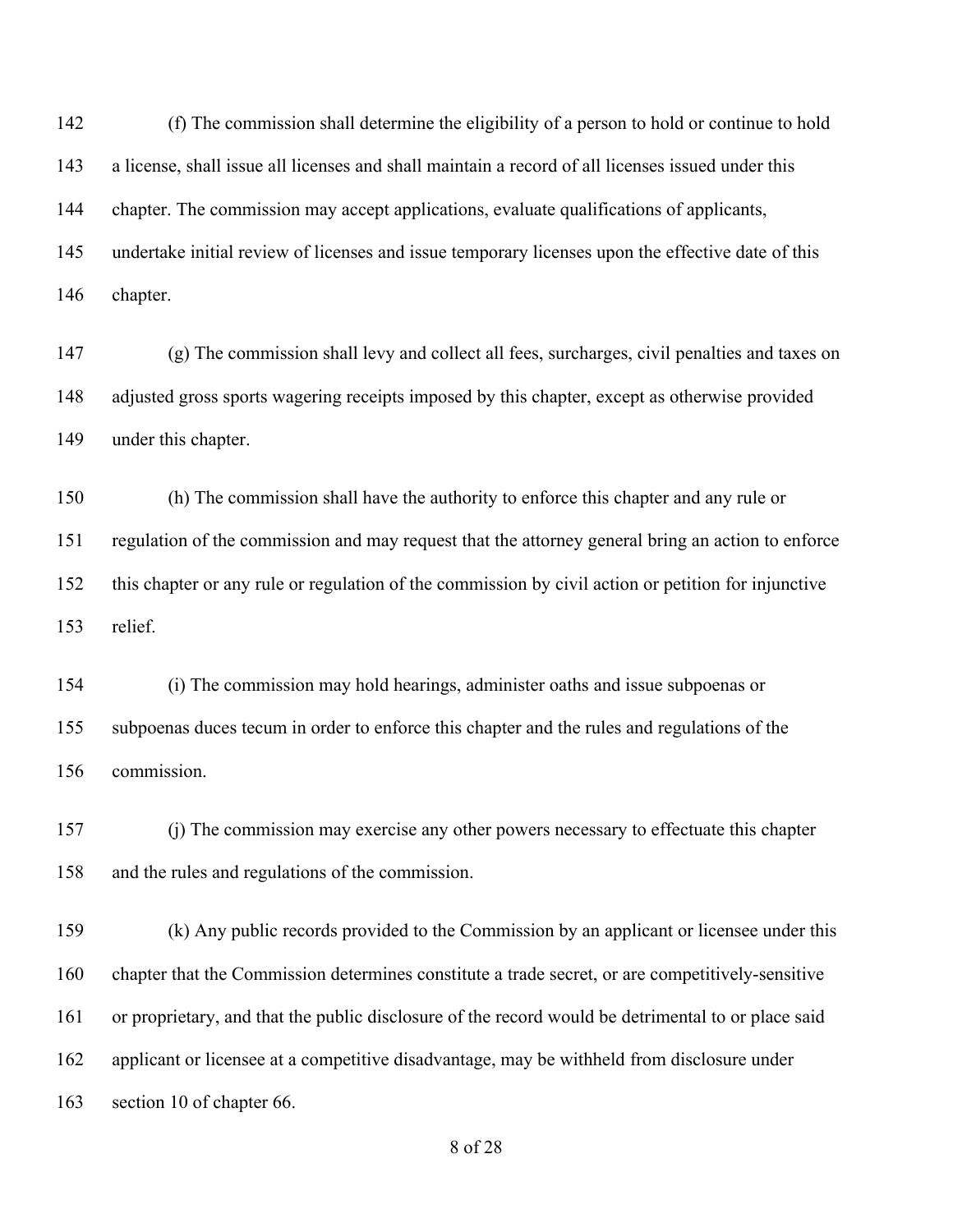(f) The commission shall determine the eligibility of a person to hold or continue to hold a license, shall issue all licenses and shall maintain a record of all licenses issued under this chapter. The commission may accept applications, evaluate qualifications of applicants, undertake initial review of licenses and issue temporary licenses upon the effective date of this chapter.

(g) The commission shall levy and collect all fees, surcharges, civil penalties and taxes on adjusted gross sports wagering receipts imposed by this chapter, except as otherwise provided under this chapter.

(h) The commission shall have the authority to enforce this chapter and any rule or regulation of the commission and may request that the attorney general bring an action to enforce this chapter or any rule or regulation of the commission by civil action or petition for injunctive relief.

(i) The commission may hold hearings, administer oaths and issue subpoenas or subpoenas duces tecum in order to enforce this chapter and the rules and regulations of the commission.

(j) The commission may exercise any other powers necessary to effectuate this chapter and the rules and regulations of the commission.

(k) Any public records provided to the Commission by an applicant or licensee under this chapter that the Commission determines constitute a trade secret, or are competitively-sensitive or proprietary, and that the public disclosure of the record would be detrimental to or place said applicant or licensee at a competitive disadvantage, may be withheld from disclosure under section 10 of chapter 66.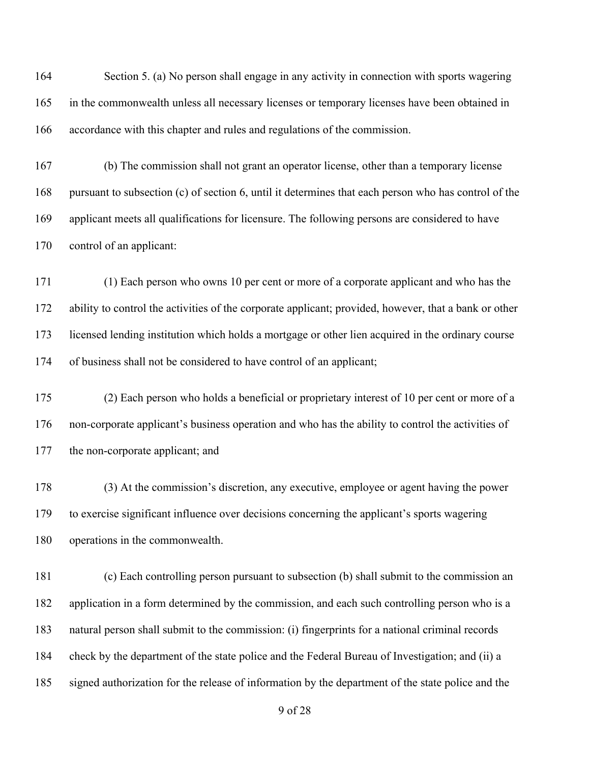Section 5. (a) No person shall engage in any activity in connection with sports wagering in the commonwealth unless all necessary licenses or temporary licenses have been obtained in accordance with this chapter and rules and regulations of the commission.

(b) The commission shall not grant an operator license, other than a temporary license pursuant to subsection (c) of section 6, until it determines that each person who has control of the applicant meets all qualifications for licensure. The following persons are considered to have control of an applicant:

(1) Each person who owns 10 per cent or more of a corporate applicant and who has the ability to control the activities of the corporate applicant; provided, however, that a bank or other licensed lending institution which holds a mortgage or other lien acquired in the ordinary course of business shall not be considered to have control of an applicant;

(2) Each person who holds a beneficial or proprietary interest of 10 per cent or more of a non-corporate applicant's business operation and who has the ability to control the activities of the non-corporate applicant; and

(3) At the commission's discretion, any executive, employee or agent having the power to exercise significant influence over decisions concerning the applicant's sports wagering operations in the commonwealth.

(c) Each controlling person pursuant to subsection (b) shall submit to the commission an application in a form determined by the commission, and each such controlling person who is a natural person shall submit to the commission: (i) fingerprints for a national criminal records check by the department of the state police and the Federal Bureau of Investigation; and (ii) a signed authorization for the release of information by the department of the state police and the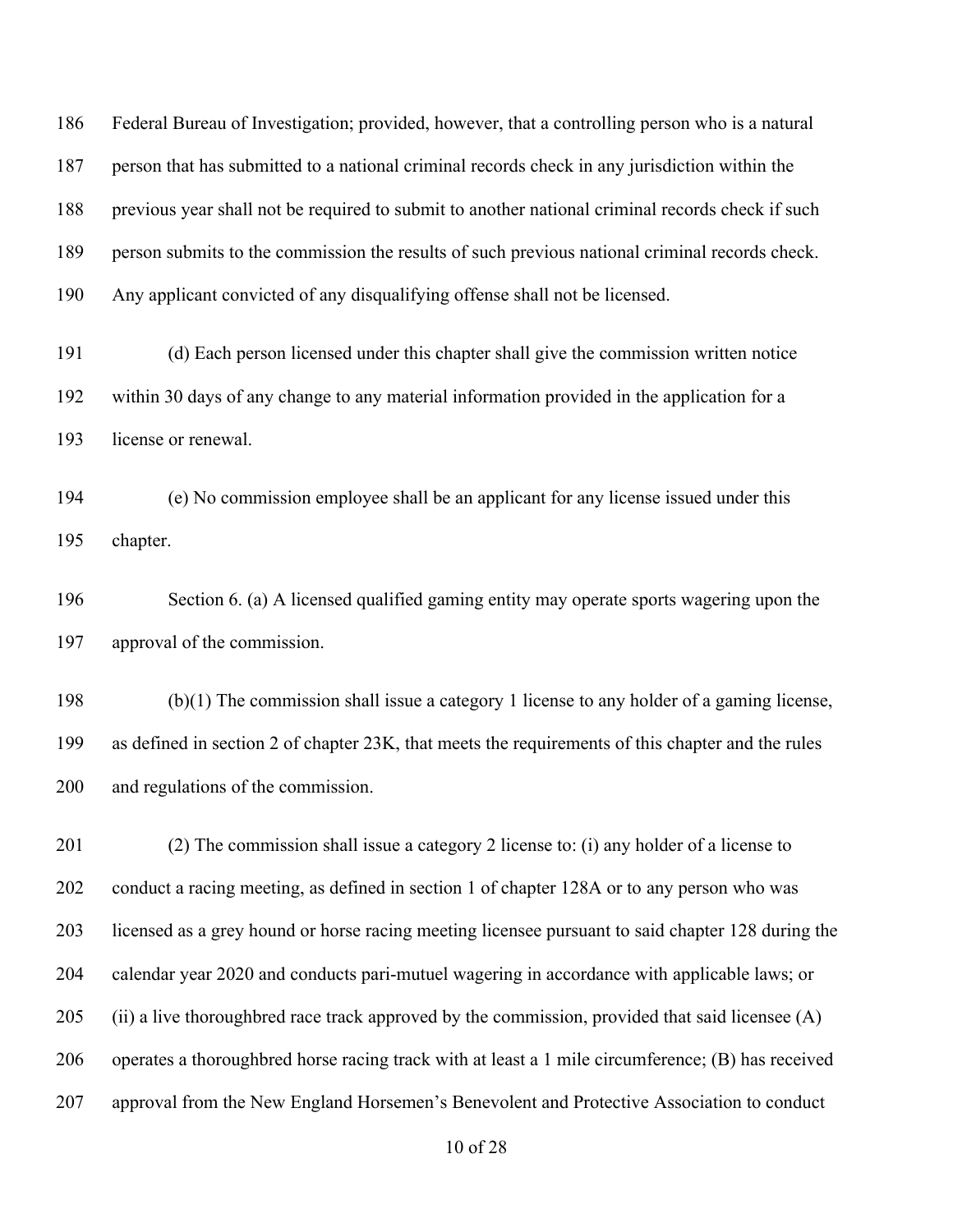Federal Bureau of Investigation; provided, however, that a controlling person who is a natural person that has submitted to a national criminal records check in any jurisdiction within the previous year shall not be required to submit to another national criminal records check if such person submits to the commission the results of such previous national criminal records check. Any applicant convicted of any disqualifying offense shall not be licensed.

(d) Each person licensed under this chapter shall give the commission written notice within 30 days of any change to any material information provided in the application for a license or renewal.

(e) No commission employee shall be an applicant for any license issued under this chapter.

Section 6. (a) A licensed qualified gaming entity may operate sports wagering upon the approval of the commission.

(b)(1) The commission shall issue a category 1 license to any holder of a gaming license, as defined in section 2 of chapter 23K, that meets the requirements of this chapter and the rules and regulations of the commission.

(2) The commission shall issue a category 2 license to: (i) any holder of a license to conduct a racing meeting, as defined in section 1 of chapter 128A or to any person who was licensed as a grey hound or horse racing meeting licensee pursuant to said chapter 128 during the calendar year 2020 and conducts pari-mutuel wagering in accordance with applicable laws; or (ii) a live thoroughbred race track approved by the commission, provided that said licensee (A) operates a thoroughbred horse racing track with at least a 1 mile circumference; (B) has received approval from the New England Horsemen's Benevolent and Protective Association to conduct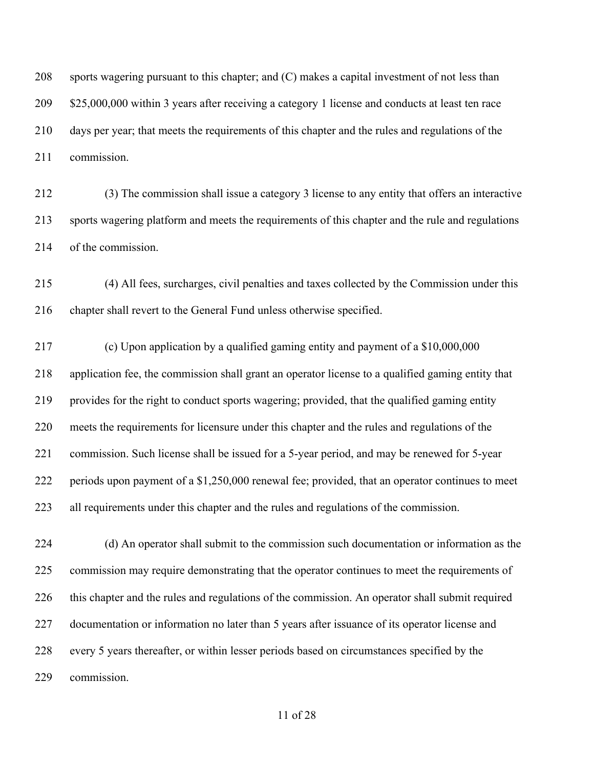sports wagering pursuant to this chapter; and (C) makes a capital investment of not less than $25,000,000 within 3 years after receiving a category 1 license and conducts at least ten race days per year; that meets the requirements of this chapter and the rules and regulations of the commission.

(3) The commission shall issue a category 3 license to any entity that offers an interactive sports wagering platform and meets the requirements of this chapter and the rule and regulations of the commission.

(4) All fees, surcharges, civil penalties and taxes collected by the Commission under this chapter shall revert to the General Fund unless otherwise specified.

(c) Upon application by a qualified gaming entity and payment of a $10,000,000 application fee, the commission shall grant an operator license to a qualified gaming entity that provides for the right to conduct sports wagering; provided, that the qualified gaming entity meets the requirements for licensure under this chapter and the rules and regulations of the commission. Such license shall be issued for a 5-year period, and may be renewed for 5-year periods upon payment of a $1,250,000 renewal fee; provided, that an operator continues to meet all requirements under this chapter and the rules and regulations of the commission.

(d) An operator shall submit to the commission such documentation or information as the commission may require demonstrating that the operator continues to meet the requirements of this chapter and the rules and regulations of the commission. An operator shall submit required documentation or information no later than 5 years after issuance of its operator license and every 5 years thereafter, or within lesser periods based on circumstances specified by the commission.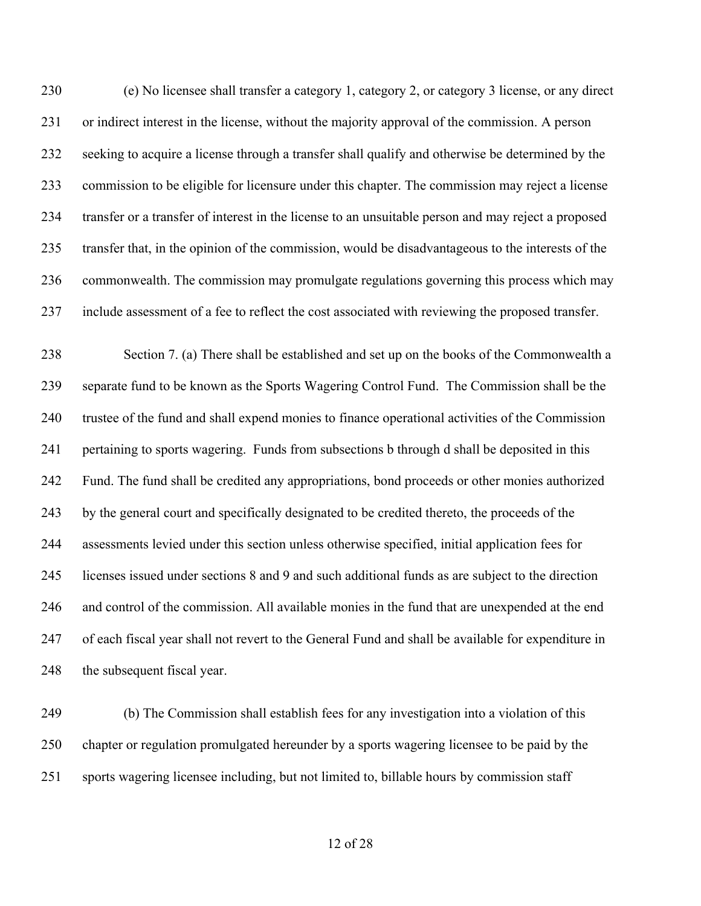(e) No licensee shall transfer a category 1, category 2, or category 3 license, or any direct or indirect interest in the license, without the majority approval of the commission. A person seeking to acquire a license through a transfer shall qualify and otherwise be determined by the commission to be eligible for licensure under this chapter. The commission may reject a license transfer or a transfer of interest in the license to an unsuitable person and may reject a proposed transfer that, in the opinion of the commission, would be disadvantageous to the interests of the commonwealth. The commission may promulgate regulations governing this process which may include assessment of a fee to reflect the cost associated with reviewing the proposed transfer.

Section 7. (a) There shall be established and set up on the books of the Commonwealth a separate fund to be known as the Sports Wagering Control Fund. The Commission shall be the trustee of the fund and shall expend monies to finance operational activities of the Commission pertaining to sports wagering. Funds from subsections b through d shall be deposited in this Fund. The fund shall be credited any appropriations, bond proceeds or other monies authorized by the general court and specifically designated to be credited thereto, the proceeds of the assessments levied under this section unless otherwise specified, initial application fees for licenses issued under sections 8 and 9 and such additional funds as are subject to the direction and control of the commission. All available monies in the fund that are unexpended at the end of each fiscal year shall not revert to the General Fund and shall be available for expenditure in the subsequent fiscal year.

(b) The Commission shall establish fees for any investigation into a violation of this chapter or regulation promulgated hereunder by a sports wagering licensee to be paid by the sports wagering licensee including, but not limited to, billable hours by commission staff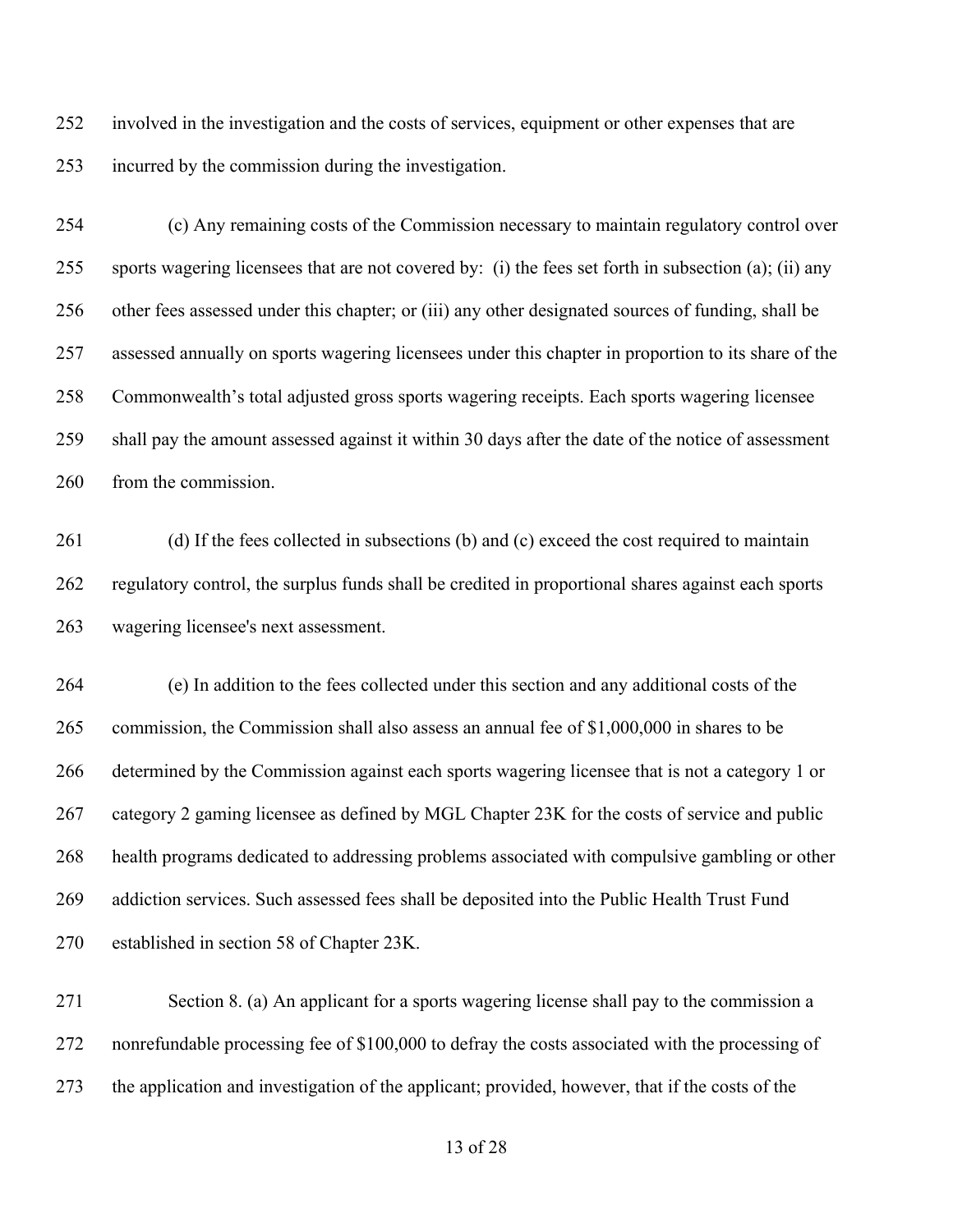involved in the investigation and the costs of services, equipment or other expenses that are incurred by the commission during the investigation.

(c) Any remaining costs of the Commission necessary to maintain regulatory control over sports wagering licensees that are not covered by: (i) the fees set forth in subsection (a); (ii) any other fees assessed under this chapter; or (iii) any other designated sources of funding, shall be assessed annually on sports wagering licensees under this chapter in proportion to its share of the Commonwealth's total adjusted gross sports wagering receipts. Each sports wagering licensee shall pay the amount assessed against it within 30 days after the date of the notice of assessment from the commission.

(d) If the fees collected in subsections (b) and (c) exceed the cost required to maintain regulatory control, the surplus funds shall be credited in proportional shares against each sports wagering licensee's next assessment.

(e) In addition to the fees collected under this section and any additional costs of the commission, the Commission shall also assess an annual fee of $1,000,000 in shares to be determined by the Commission against each sports wagering licensee that is not a category 1 or category 2 gaming licensee as defined by MGL Chapter 23K for the costs of service and public health programs dedicated to addressing problems associated with compulsive gambling or other addiction services. Such assessed fees shall be deposited into the Public Health Trust Fund established in section 58 of Chapter 23K.

Section 8. (a) An applicant for a sports wagering license shall pay to the commission a nonrefundable processing fee of $100,000 to defray the costs associated with the processing of the application and investigation of the applicant; provided, however, that if the costs of the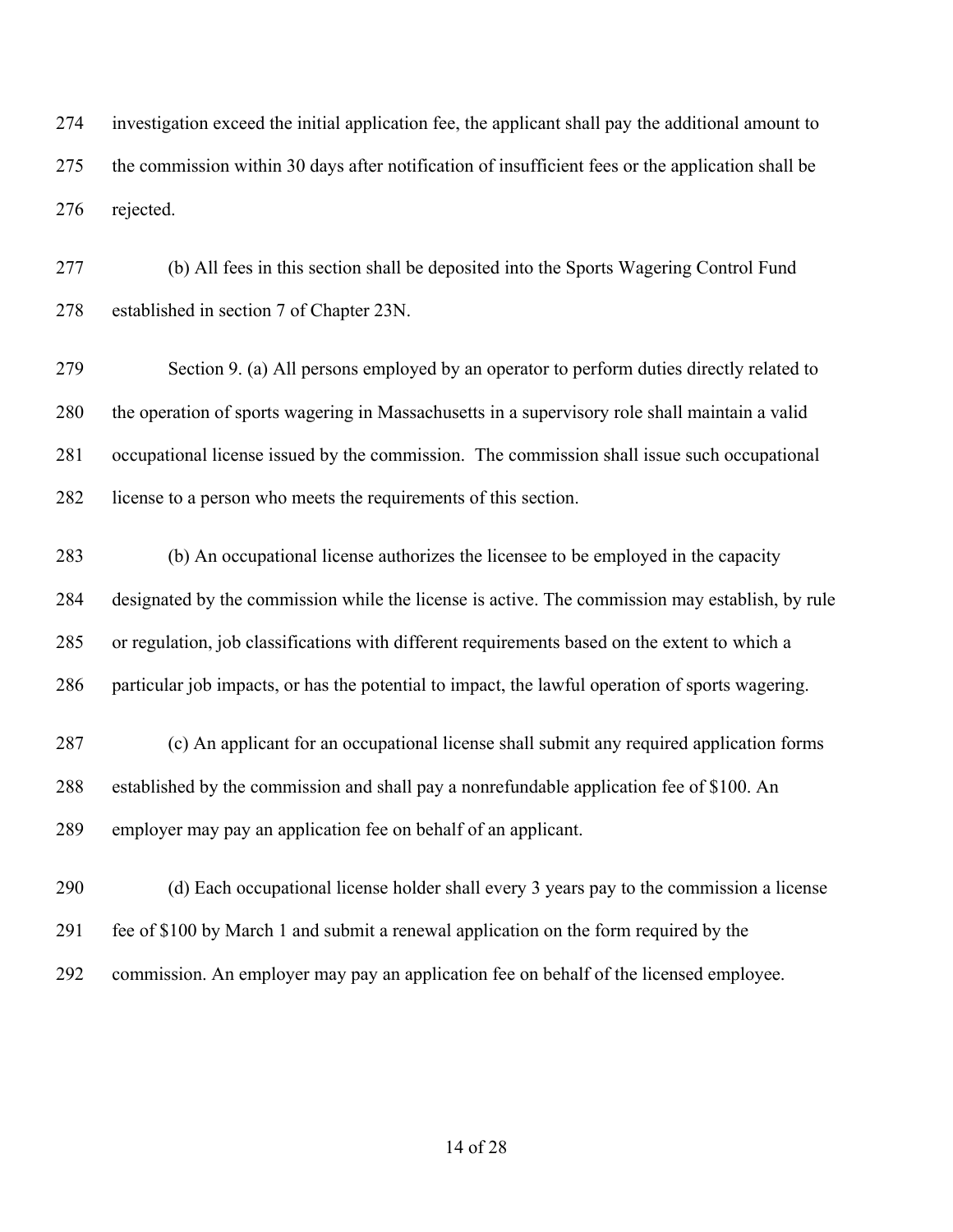investigation exceed the initial application fee, the applicant shall pay the additional amount to the commission within 30 days after notification of insufficient fees or the application shall be rejected.

(b) All fees in this section shall be deposited into the Sports Wagering Control Fund established in section 7 of Chapter 23N.

Section 9. (a) All persons employed by an operator to perform duties directly related to the operation of sports wagering in Massachusetts in a supervisory role shall maintain a valid occupational license issued by the commission. The commission shall issue such occupational license to a person who meets the requirements of this section.

(b) An occupational license authorizes the licensee to be employed in the capacity designated by the commission while the license is active. The commission may establish, by rule or regulation, job classifications with different requirements based on the extent to which a particular job impacts, or has the potential to impact, the lawful operation of sports wagering.

(c) An applicant for an occupational license shall submit any required application forms established by the commission and shall pay a nonrefundable application fee of $100. An employer may pay an application fee on behalf of an applicant.

(d) Each occupational license holder shall every 3 years pay to the commission a license fee of $100 by March 1 and submit a renewal application on the form required by the commission. An employer may pay an application fee on behalf of the licensed employee.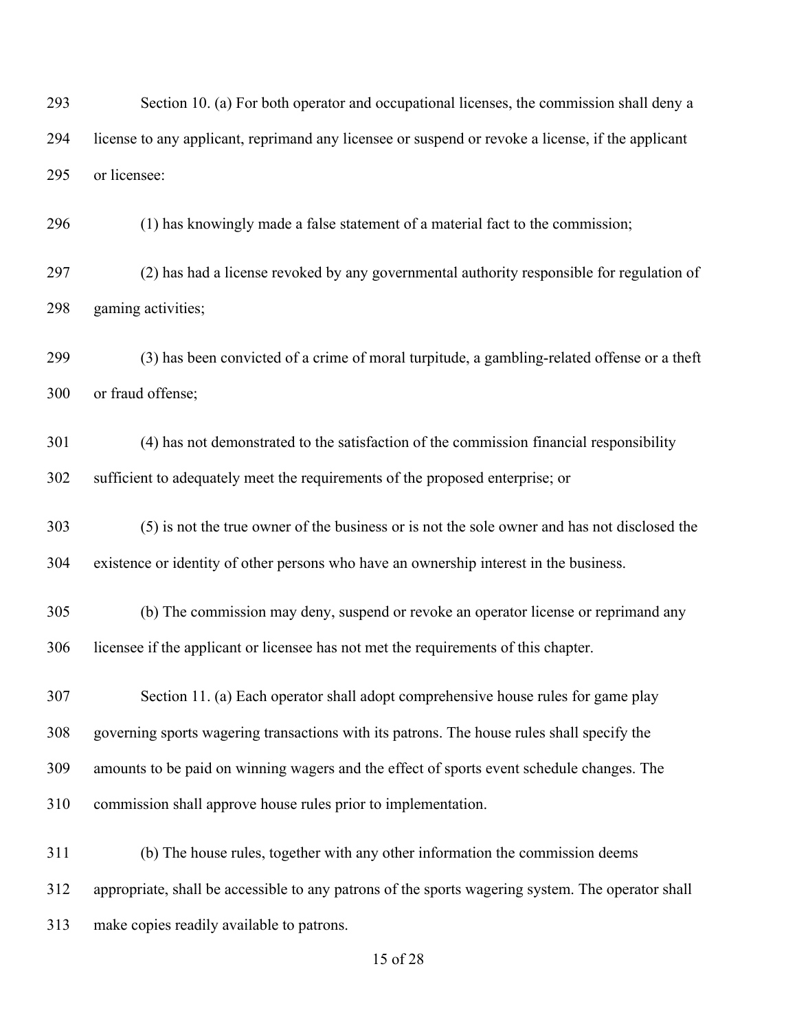Section 10. (a) For both operator and occupational licenses, the commission shall deny a license to any applicant, reprimand any licensee or suspend or revoke a license, if the applicant or licensee:

(1) has knowingly made a false statement of a material fact to the commission;

(2) has had a license revoked by any governmental authority responsible for regulation of gaming activities;

(3) has been convicted of a crime of moral turpitude, a gambling-related offense or a theft or fraud offense;

(4) has not demonstrated to the satisfaction of the commission financial responsibility sufficient to adequately meet the requirements of the proposed enterprise; or

(5) is not the true owner of the business or is not the sole owner and has not disclosed the existence or identity of other persons who have an ownership interest in the business.

(b) The commission may deny, suspend or revoke an operator license or reprimand any licensee if the applicant or licensee has not met the requirements of this chapter.

Section 11. (a) Each operator shall adopt comprehensive house rules for game play governing sports wagering transactions with its patrons. The house rules shall specify the amounts to be paid on winning wagers and the effect of sports event schedule changes. The commission shall approve house rules prior to implementation.

(b) The house rules, together with any other information the commission deems appropriate, shall be accessible to any patrons of the sports wagering system. The operator shall make copies readily available to patrons.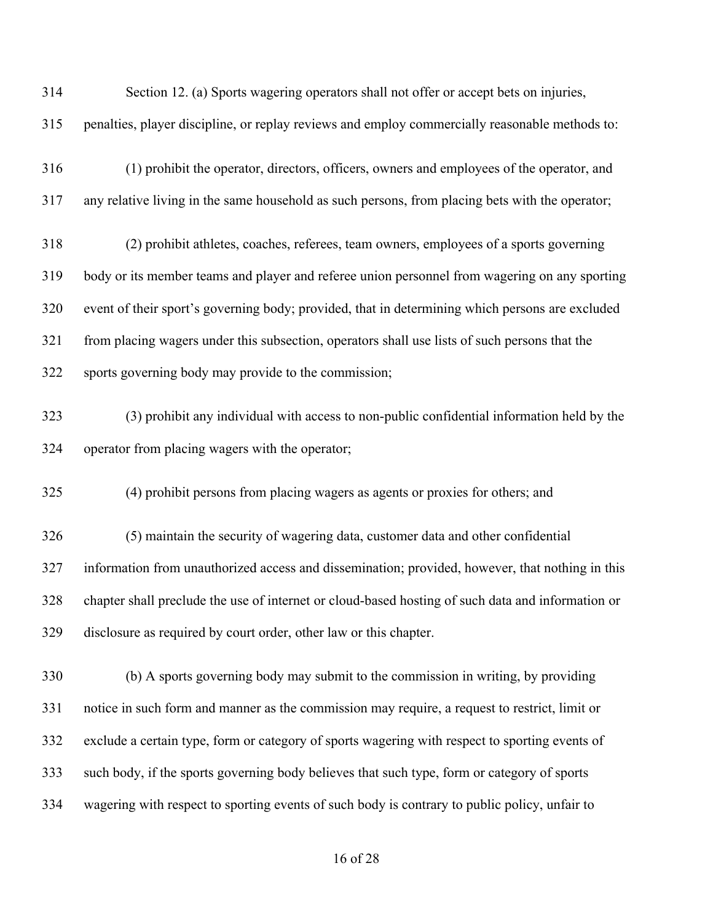Section 12. (a) Sports wagering operators shall not offer or accept bets on injuries, penalties, player discipline, or replay reviews and employ commercially reasonable methods to:

(1) prohibit the operator, directors, officers, owners and employees of the operator, and any relative living in the same household as such persons, from placing bets with the operator;

(2) prohibit athletes, coaches, referees, team owners, employees of a sports governing body or its member teams and player and referee union personnel from wagering on any sporting event of their sport's governing body; provided, that in determining which persons are excluded from placing wagers under this subsection, operators shall use lists of such persons that the sports governing body may provide to the commission;

(3) prohibit any individual with access to non-public confidential information held by the operator from placing wagers with the operator;

(4) prohibit persons from placing wagers as agents or proxies for others; and

(5) maintain the security of wagering data, customer data and other confidential information from unauthorized access and dissemination; provided, however, that nothing in this chapter shall preclude the use of internet or cloud-based hosting of such data and information or disclosure as required by court order, other law or this chapter.

(b) A sports governing body may submit to the commission in writing, by providing notice in such form and manner as the commission may require, a request to restrict, limit or exclude a certain type, form or category of sports wagering with respect to sporting events of such body, if the sports governing body believes that such type, form or category of sports wagering with respect to sporting events of such body is contrary to public policy, unfair to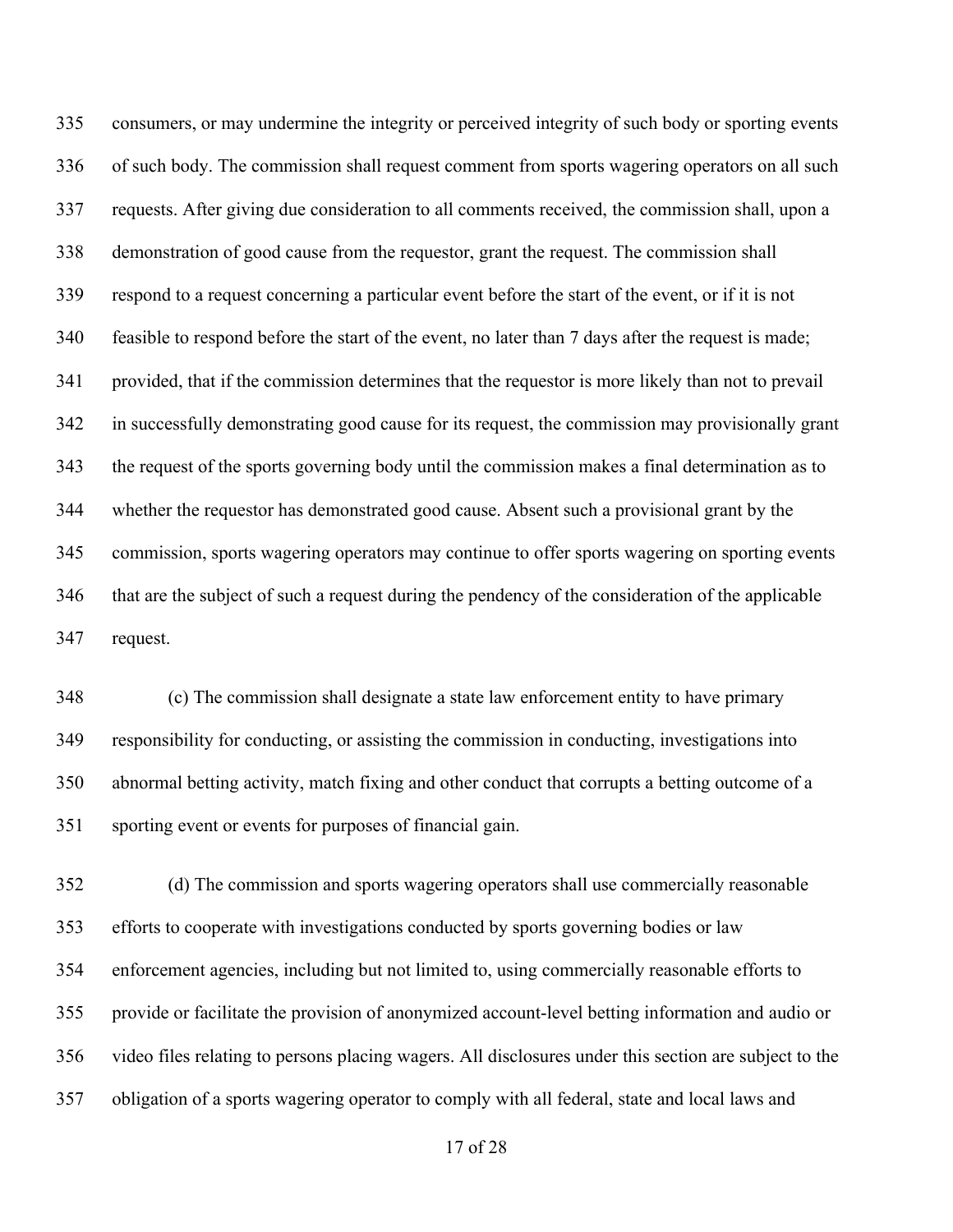consumers, or may undermine the integrity or perceived integrity of such body or sporting events of such body. The commission shall request comment from sports wagering operators on all such requests. After giving due consideration to all comments received, the commission shall, upon a demonstration of good cause from the requestor, grant the request. The commission shall respond to a request concerning a particular event before the start of the event, or if it is not feasible to respond before the start of the event, no later than 7 days after the request is made; provided, that if the commission determines that the requestor is more likely than not to prevail in successfully demonstrating good cause for its request, the commission may provisionally grant the request of the sports governing body until the commission makes a final determination as to whether the requestor has demonstrated good cause. Absent such a provisional grant by the commission, sports wagering operators may continue to offer sports wagering on sporting events that are the subject of such a request during the pendency of the consideration of the applicable request.

(c) The commission shall designate a state law enforcement entity to have primary responsibility for conducting, or assisting the commission in conducting, investigations into abnormal betting activity, match fixing and other conduct that corrupts a betting outcome of a sporting event or events for purposes of financial gain.

(d) The commission and sports wagering operators shall use commercially reasonable efforts to cooperate with investigations conducted by sports governing bodies or law enforcement agencies, including but not limited to, using commercially reasonable efforts to provide or facilitate the provision of anonymized account-level betting information and audio or video files relating to persons placing wagers. All disclosures under this section are subject to the obligation of a sports wagering operator to comply with all federal, state and local laws and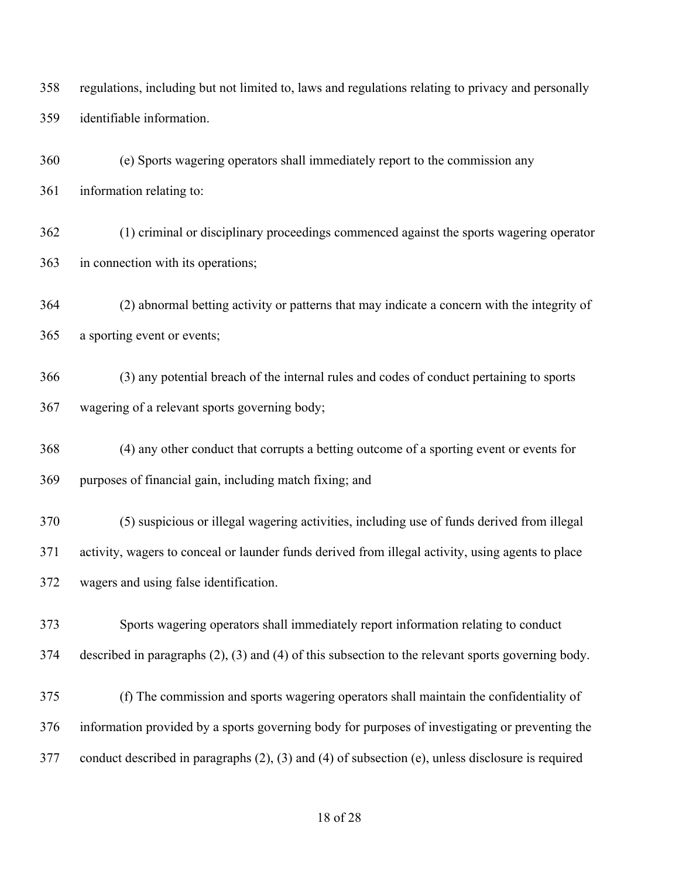regulations, including but not limited to, laws and regulations relating to privacy and personally identifiable information.

(e) Sports wagering operators shall immediately report to the commission any information relating to:

(1) criminal or disciplinary proceedings commenced against the sports wagering operator in connection with its operations;

(2) abnormal betting activity or patterns that may indicate a concern with the integrity of a sporting event or events;

(3) any potential breach of the internal rules and codes of conduct pertaining to sports wagering of a relevant sports governing body;

(4) any other conduct that corrupts a betting outcome of a sporting event or events for purposes of financial gain, including match fixing; and

(5) suspicious or illegal wagering activities, including use of funds derived from illegal activity, wagers to conceal or launder funds derived from illegal activity, using agents to place wagers and using false identification.

Sports wagering operators shall immediately report information relating to conduct described in paragraphs (2), (3) and (4) of this subsection to the relevant sports governing body.

(f) The commission and sports wagering operators shall maintain the confidentiality of information provided by a sports governing body for purposes of investigating or preventing the conduct described in paragraphs (2), (3) and (4) of subsection (e), unless disclosure is required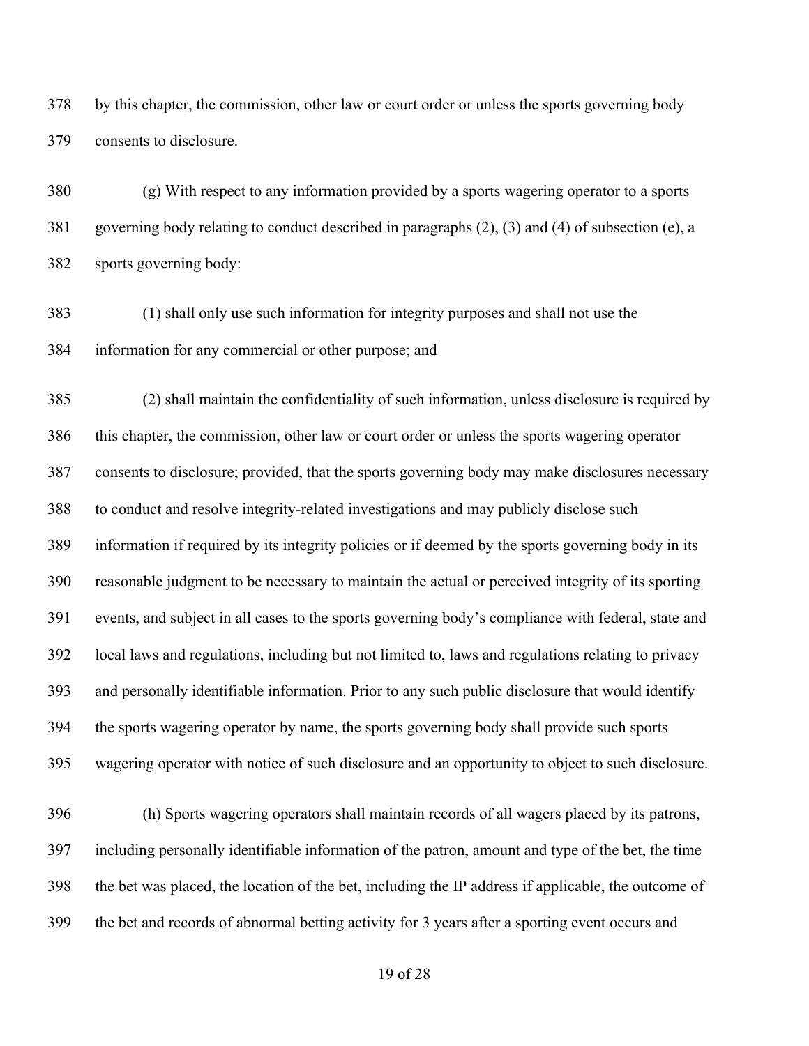by this chapter, the commission, other law or court order or unless the sports governing body consents to disclosure.

(g) With respect to any information provided by a sports wagering operator to a sports governing body relating to conduct described in paragraphs (2), (3) and (4) of subsection (e), a sports governing body:

(1) shall only use such information for integrity purposes and shall not use the information for any commercial or other purpose; and

(2) shall maintain the confidentiality of such information, unless disclosure is required by this chapter, the commission, other law or court order or unless the sports wagering operator consents to disclosure; provided, that the sports governing body may make disclosures necessary to conduct and resolve integrity-related investigations and may publicly disclose such information if required by its integrity policies or if deemed by the sports governing body in its reasonable judgment to be necessary to maintain the actual or perceived integrity of its sporting events, and subject in all cases to the sports governing body's compliance with federal, state and local laws and regulations, including but not limited to, laws and regulations relating to privacy and personally identifiable information. Prior to any such public disclosure that would identify the sports wagering operator by name, the sports governing body shall provide such sports wagering operator with notice of such disclosure and an opportunity to object to such disclosure.

(h) Sports wagering operators shall maintain records of all wagers placed by its patrons, including personally identifiable information of the patron, amount and type of the bet, the time the bet was placed, the location of the bet, including the IP address if applicable, the outcome of the bet and records of abnormal betting activity for 3 years after a sporting event occurs and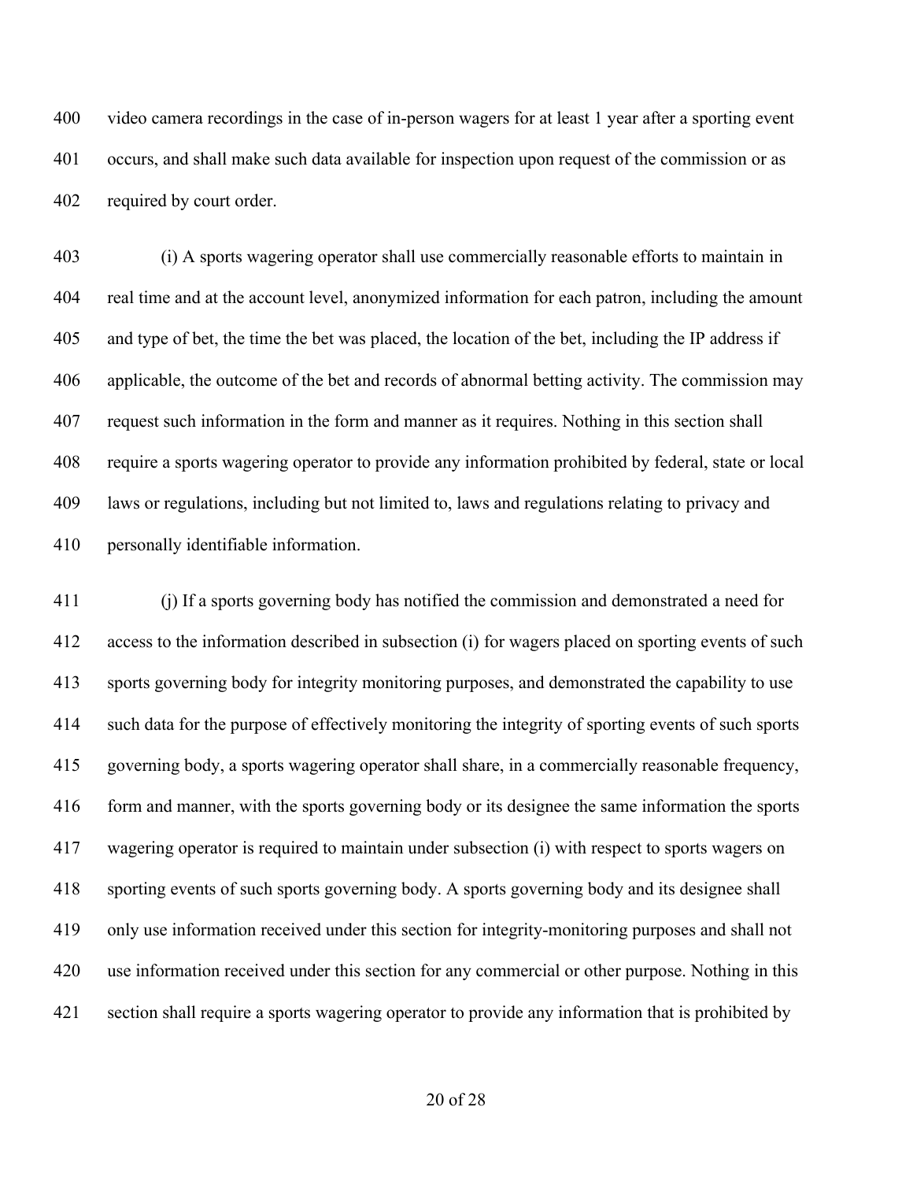video camera recordings in the case of in-person wagers for at least 1 year after a sporting event occurs, and shall make such data available for inspection upon request of the commission or as required by court order.

(i) A sports wagering operator shall use commercially reasonable efforts to maintain in real time and at the account level, anonymized information for each patron, including the amount and type of bet, the time the bet was placed, the location of the bet, including the IP address if applicable, the outcome of the bet and records of abnormal betting activity. The commission may request such information in the form and manner as it requires. Nothing in this section shall require a sports wagering operator to provide any information prohibited by federal, state or local laws or regulations, including but not limited to, laws and regulations relating to privacy and personally identifiable information.

(j) If a sports governing body has notified the commission and demonstrated a need for access to the information described in subsection (i) for wagers placed on sporting events of such sports governing body for integrity monitoring purposes, and demonstrated the capability to use such data for the purpose of effectively monitoring the integrity of sporting events of such sports governing body, a sports wagering operator shall share, in a commercially reasonable frequency, form and manner, with the sports governing body or its designee the same information the sports wagering operator is required to maintain under subsection (i) with respect to sports wagers on sporting events of such sports governing body. A sports governing body and its designee shall only use information received under this section for integrity-monitoring purposes and shall not use information received under this section for any commercial or other purpose. Nothing in this section shall require a sports wagering operator to provide any information that is prohibited by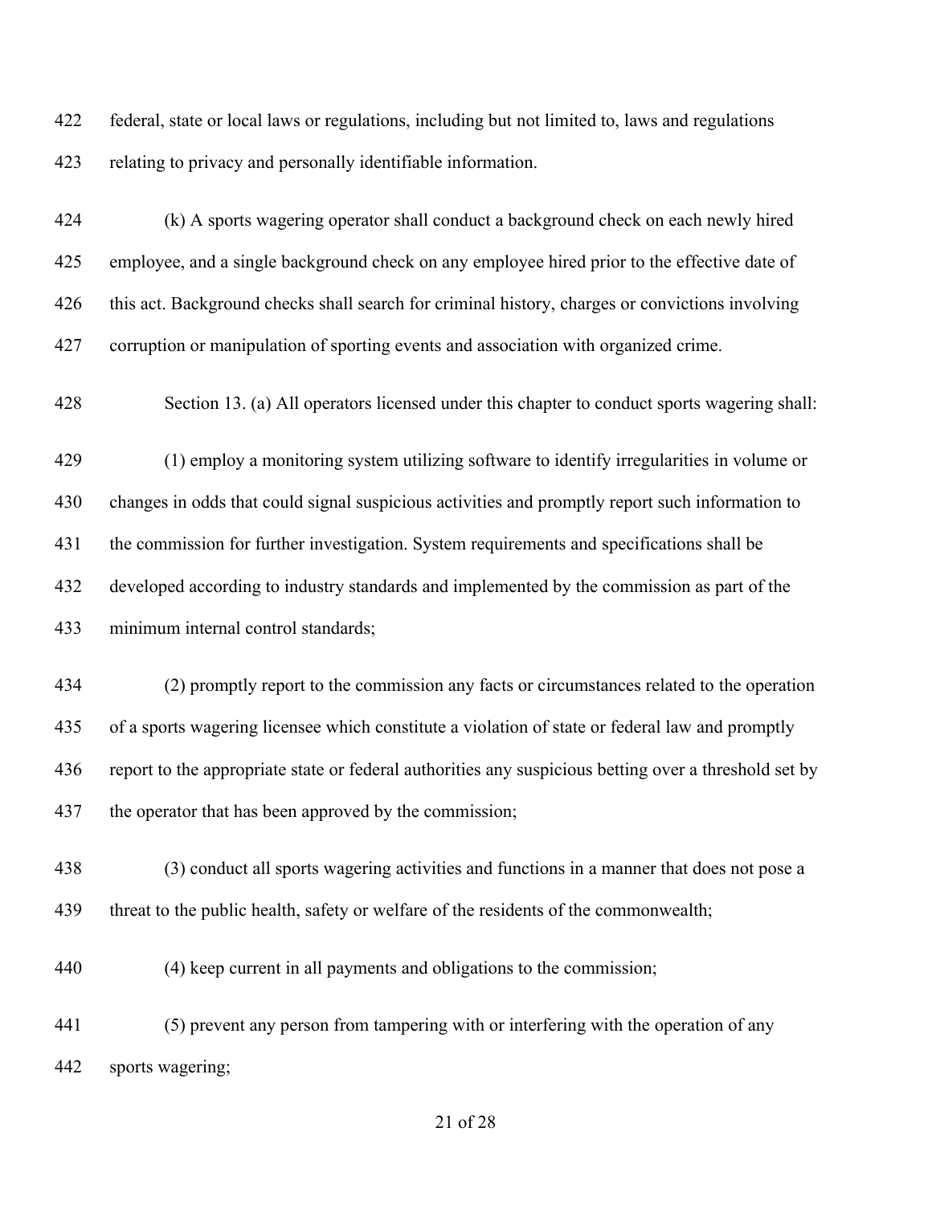federal, state or local laws or regulations, including but not limited to, laws and regulations relating to privacy and personally identifiable information.

(k) A sports wagering operator shall conduct a background check on each newly hired employee, and a single background check on any employee hired prior to the effective date of this act. Background checks shall search for criminal history, charges or convictions involving corruption or manipulation of sporting events and association with organized crime.

Section 13. (a) All operators licensed under this chapter to conduct sports wagering shall:

(1) employ a monitoring system utilizing software to identify irregularities in volume or changes in odds that could signal suspicious activities and promptly report such information to the commission for further investigation. System requirements and specifications shall be developed according to industry standards and implemented by the commission as part of the minimum internal control standards;

(2) promptly report to the commission any facts or circumstances related to the operation of a sports wagering licensee which constitute a violation of state or federal law and promptly report to the appropriate state or federal authorities any suspicious betting over a threshold set by the operator that has been approved by the commission;

(3) conduct all sports wagering activities and functions in a manner that does not pose a threat to the public health, safety or welfare of the residents of the commonwealth;

(4) keep current in all payments and obligations to the commission;

(5) prevent any person from tampering with or interfering with the operation of any sports wagering;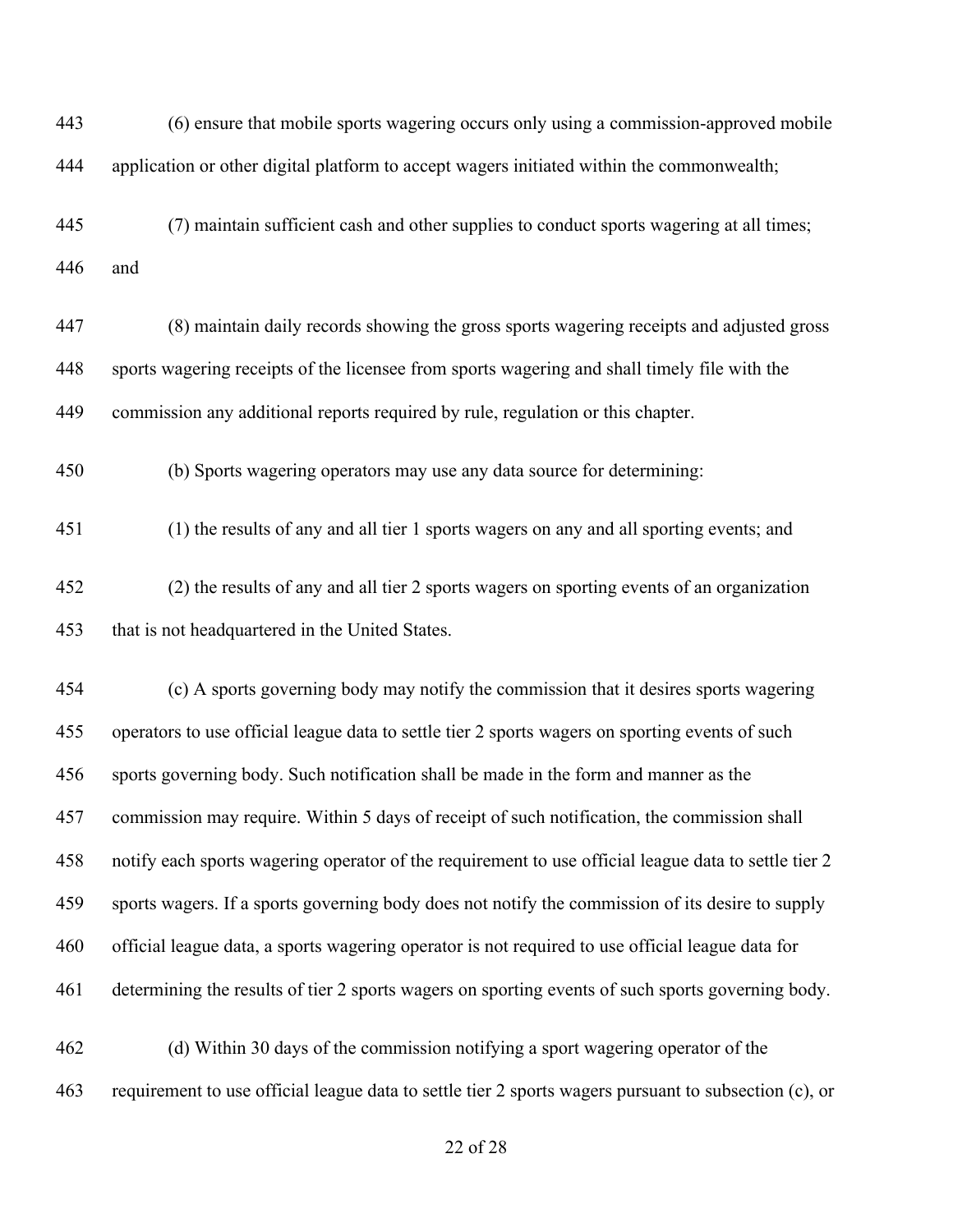(6) ensure that mobile sports wagering occurs only using a commission-approved mobile application or other digital platform to accept wagers initiated within the commonwealth;

(7) maintain sufficient cash and other supplies to conduct sports wagering at all times; and

(8) maintain daily records showing the gross sports wagering receipts and adjusted gross sports wagering receipts of the licensee from sports wagering and shall timely file with the commission any additional reports required by rule, regulation or this chapter.

(b) Sports wagering operators may use any data source for determining:

(1) the results of any and all tier 1 sports wagers on any and all sporting events; and

(2) the results of any and all tier 2 sports wagers on sporting events of an organization that is not headquartered in the United States.

(c) A sports governing body may notify the commission that it desires sports wagering operators to use official league data to settle tier 2 sports wagers on sporting events of such sports governing body. Such notification shall be made in the form and manner as the commission may require. Within 5 days of receipt of such notification, the commission shall notify each sports wagering operator of the requirement to use official league data to settle tier 2 sports wagers. If a sports governing body does not notify the commission of its desire to supply official league data, a sports wagering operator is not required to use official league data for determining the results of tier 2 sports wagers on sporting events of such sports governing body.

(d) Within 30 days of the commission notifying a sport wagering operator of the requirement to use official league data to settle tier 2 sports wagers pursuant to subsection (c), or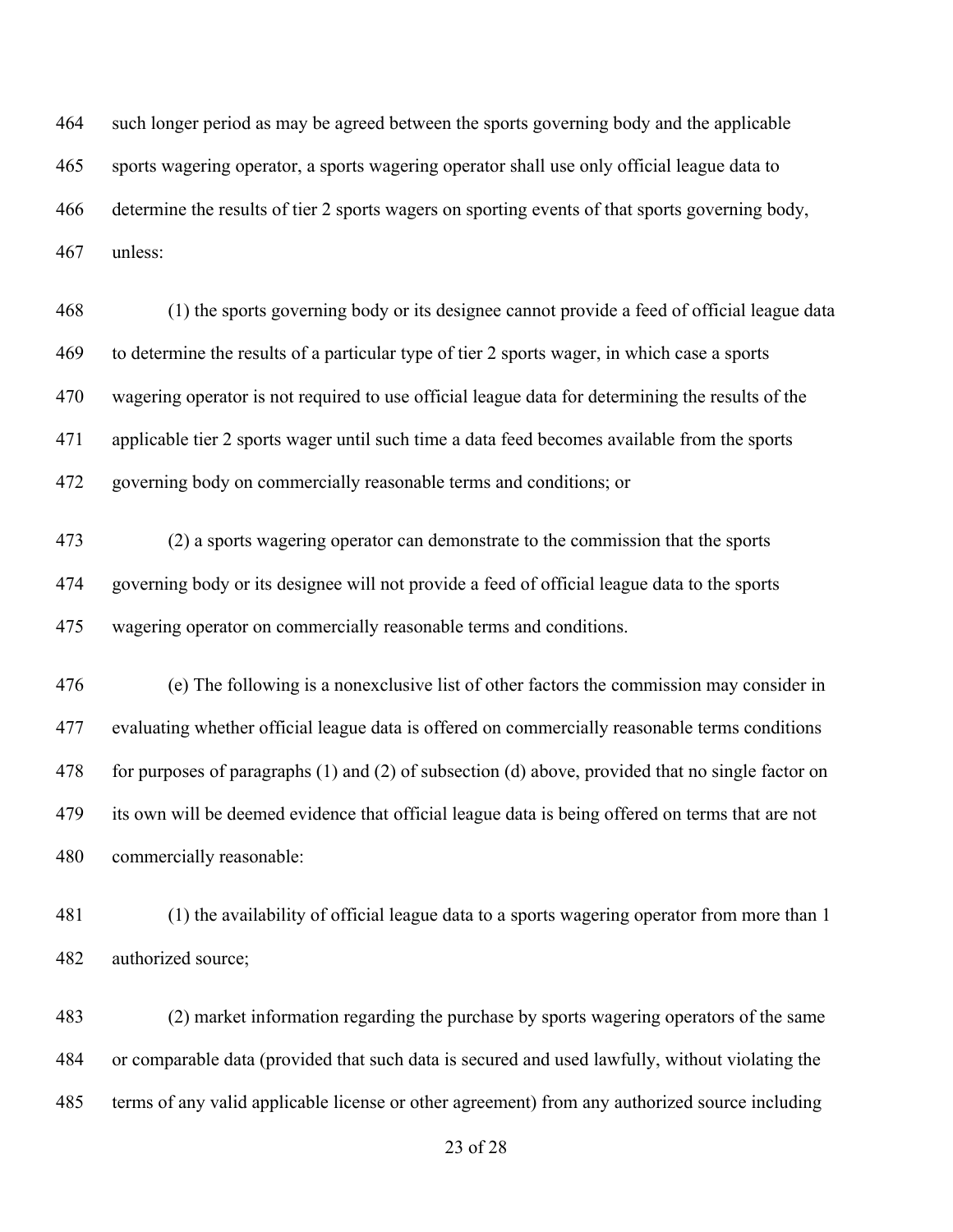464 such longer period as may be agreed between the sports governing body and the applicable

465 sports wagering operator, a sports wagering operator shall use only official league data to

466 determine the results of tier 2 sports wagers on sporting events of that sports governing body,

467 unless:

468 (1) the sports governing body or its designee cannot provide a feed of official league data

469 to determine the results of a particular type of tier 2 sports wager, in which case a sports

470 wagering operator is not required to use official league data for determining the results of the

471 applicable tier 2 sports wager until such time a data feed becomes available from the sports

472 governing body on commercially reasonable terms and conditions; or

473 (2) a sports wagering operator can demonstrate to the commission that the sports

474 governing body or its designee will not provide a feed of official league data to the sports

475 wagering operator on commercially reasonable terms and conditions.

476 (e) The following is a nonexclusive list of other factors the commission may consider in

477 evaluating whether official league data is offered on commercially reasonable terms conditions

478 for purposes of paragraphs (1) and (2) of subsection (d) above, provided that no single factor on

479 its own will be deemed evidence that official league data is being offered on terms that are not

480 commercially reasonable:

481 (1) the availability of official league data to a sports wagering operator from more than 1

482 authorized source;

483 (2) market information regarding the purchase by sports wagering operators of the same

484 or comparable data (provided that such data is secured and used lawfully, without violating the

485 terms of any valid applicable license or other agreement) from any authorized source including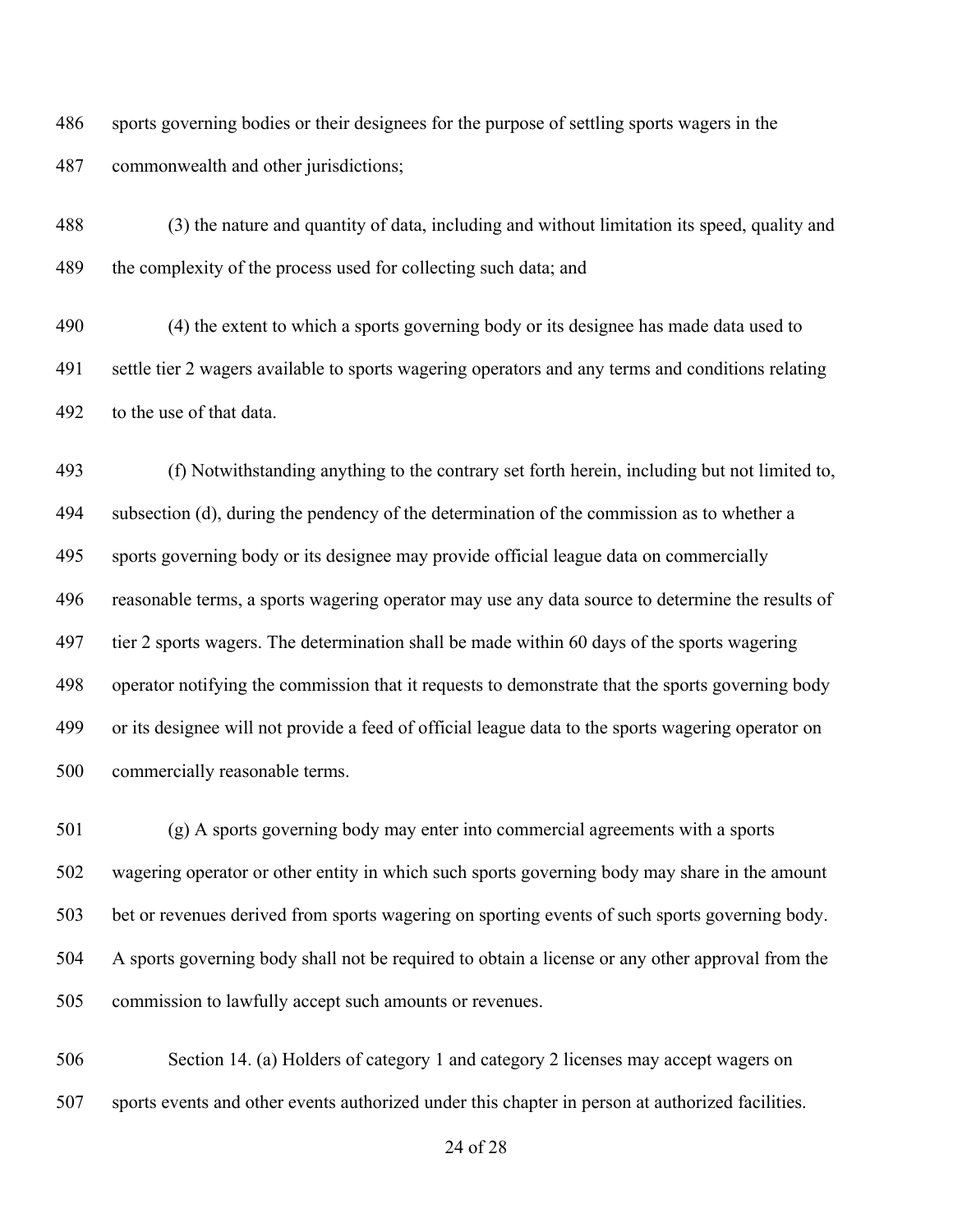sports governing bodies or their designees for the purpose of settling sports wagers in the commonwealth and other jurisdictions;

(3) the nature and quantity of data, including and without limitation its speed, quality and the complexity of the process used for collecting such data; and

(4) the extent to which a sports governing body or its designee has made data used to settle tier 2 wagers available to sports wagering operators and any terms and conditions relating to the use of that data.

(f) Notwithstanding anything to the contrary set forth herein, including but not limited to, subsection (d), during the pendency of the determination of the commission as to whether a sports governing body or its designee may provide official league data on commercially reasonable terms, a sports wagering operator may use any data source to determine the results of tier 2 sports wagers. The determination shall be made within 60 days of the sports wagering operator notifying the commission that it requests to demonstrate that the sports governing body or its designee will not provide a feed of official league data to the sports wagering operator on commercially reasonable terms.

(g) A sports governing body may enter into commercial agreements with a sports wagering operator or other entity in which such sports governing body may share in the amount bet or revenues derived from sports wagering on sporting events of such sports governing body. A sports governing body shall not be required to obtain a license or any other approval from the commission to lawfully accept such amounts or revenues.

Section 14. (a) Holders of category 1 and category 2 licenses may accept wagers on sports events and other events authorized under this chapter in person at authorized facilities.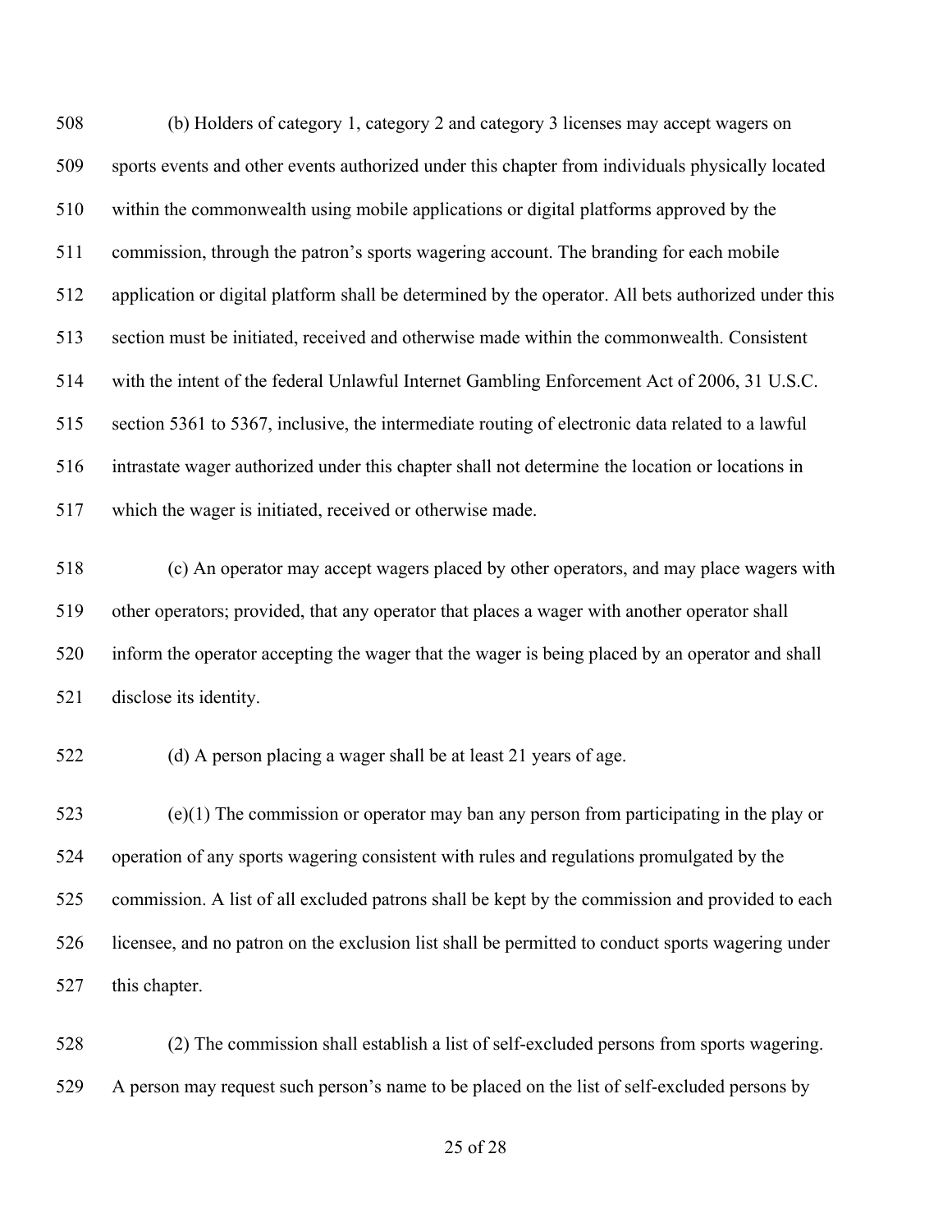(b) Holders of category 1, category 2 and category 3 licenses may accept wagers on sports events and other events authorized under this chapter from individuals physically located within the commonwealth using mobile applications or digital platforms approved by the commission, through the patron's sports wagering account. The branding for each mobile application or digital platform shall be determined by the operator. All bets authorized under this section must be initiated, received and otherwise made within the commonwealth. Consistent with the intent of the federal Unlawful Internet Gambling Enforcement Act of 2006, 31 U.S.C. section 5361 to 5367, inclusive, the intermediate routing of electronic data related to a lawful intrastate wager authorized under this chapter shall not determine the location or locations in which the wager is initiated, received or otherwise made.

(c) An operator may accept wagers placed by other operators, and may place wagers with other operators; provided, that any operator that places a wager with another operator shall inform the operator accepting the wager that the wager is being placed by an operator and shall disclose its identity.

(d) A person placing a wager shall be at least 21 years of age.

(e)(1) The commission or operator may ban any person from participating in the play or operation of any sports wagering consistent with rules and regulations promulgated by the commission. A list of all excluded patrons shall be kept by the commission and provided to each licensee, and no patron on the exclusion list shall be permitted to conduct sports wagering under this chapter.

(2) The commission shall establish a list of self-excluded persons from sports wagering. A person may request such person's name to be placed on the list of self-excluded persons by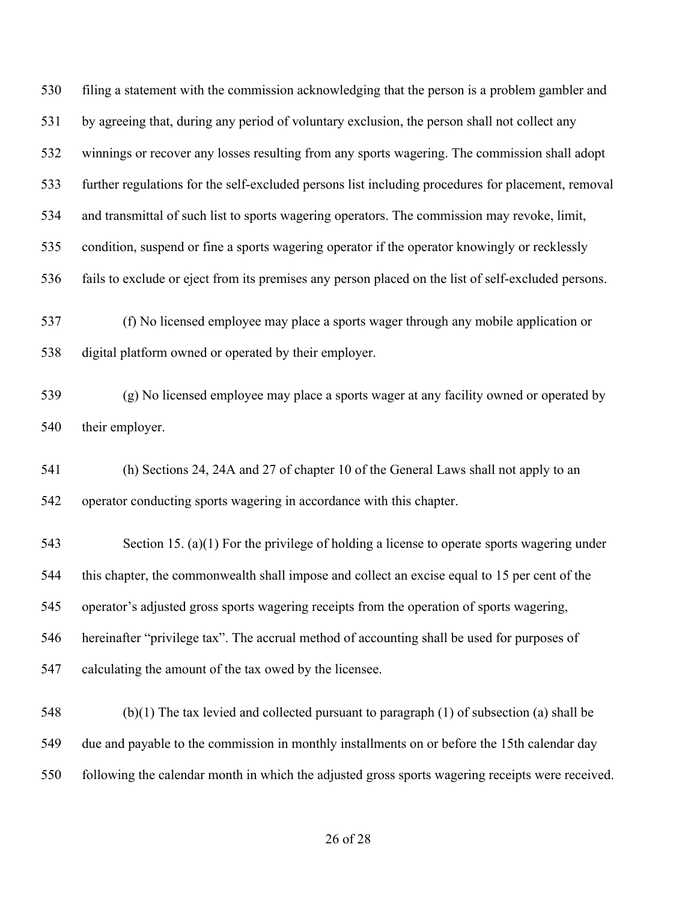filing a statement with the commission acknowledging that the person is a problem gambler and by agreeing that, during any period of voluntary exclusion, the person shall not collect any winnings or recover any losses resulting from any sports wagering. The commission shall adopt further regulations for the self-excluded persons list including procedures for placement, removal and transmittal of such list to sports wagering operators. The commission may revoke, limit, condition, suspend or fine a sports wagering operator if the operator knowingly or recklessly fails to exclude or eject from its premises any person placed on the list of self-excluded persons.

(f) No licensed employee may place a sports wager through any mobile application or digital platform owned or operated by their employer.

(g) No licensed employee may place a sports wager at any facility owned or operated by their employer.

(h) Sections 24, 24A and 27 of chapter 10 of the General Laws shall not apply to an operator conducting sports wagering in accordance with this chapter.

Section 15. (a)(1) For the privilege of holding a license to operate sports wagering under this chapter, the commonwealth shall impose and collect an excise equal to 15 per cent of the operator's adjusted gross sports wagering receipts from the operation of sports wagering, hereinafter "privilege tax". The accrual method of accounting shall be used for purposes of calculating the amount of the tax owed by the licensee.

(b)(1) The tax levied and collected pursuant to paragraph (1) of subsection (a) shall be due and payable to the commission in monthly installments on or before the 15th calendar day following the calendar month in which the adjusted gross sports wagering receipts were received.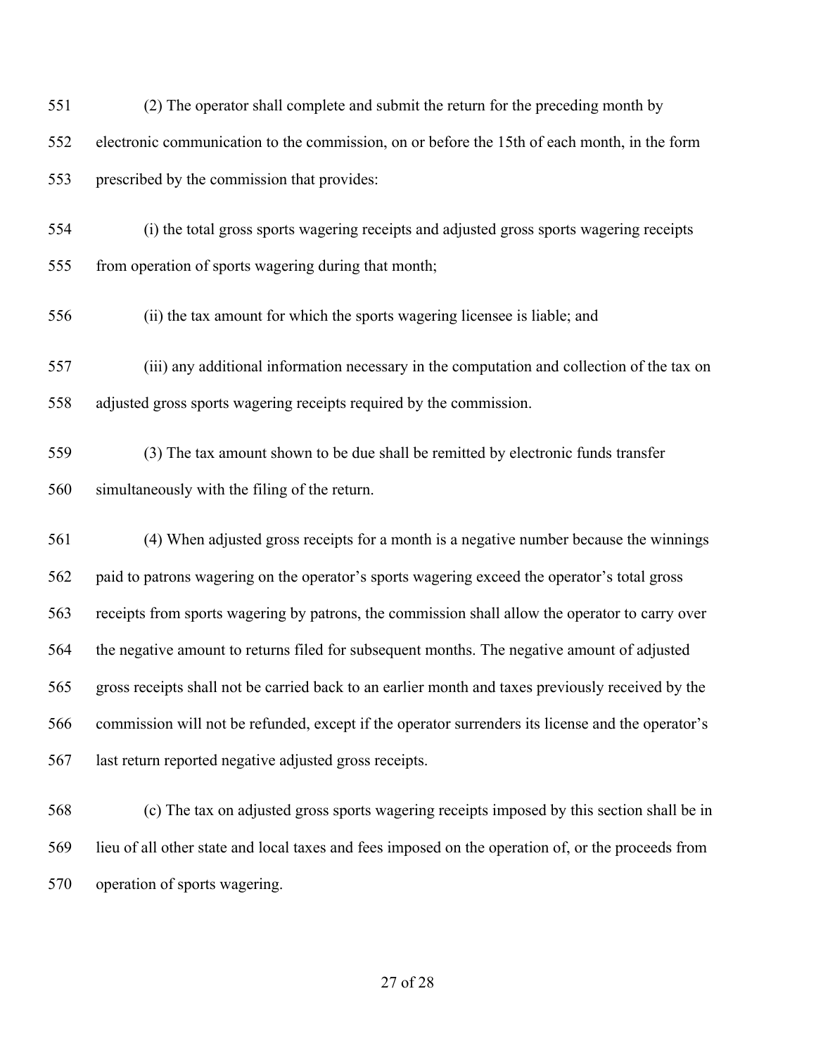(2) The operator shall complete and submit the return for the preceding month by electronic communication to the commission, on or before the 15th of each month, in the form prescribed by the commission that provides:

(i) the total gross sports wagering receipts and adjusted gross sports wagering receipts from operation of sports wagering during that month;

(ii) the tax amount for which the sports wagering licensee is liable; and

(iii) any additional information necessary in the computation and collection of the tax on adjusted gross sports wagering receipts required by the commission.

(3) The tax amount shown to be due shall be remitted by electronic funds transfer simultaneously with the filing of the return.

(4) When adjusted gross receipts for a month is a negative number because the winnings paid to patrons wagering on the operator's sports wagering exceed the operator's total gross receipts from sports wagering by patrons, the commission shall allow the operator to carry over the negative amount to returns filed for subsequent months. The negative amount of adjusted gross receipts shall not be carried back to an earlier month and taxes previously received by the commission will not be refunded, except if the operator surrenders its license and the operator's last return reported negative adjusted gross receipts.

(c) The tax on adjusted gross sports wagering receipts imposed by this section shall be in lieu of all other state and local taxes and fees imposed on the operation of, or the proceeds from operation of sports wagering.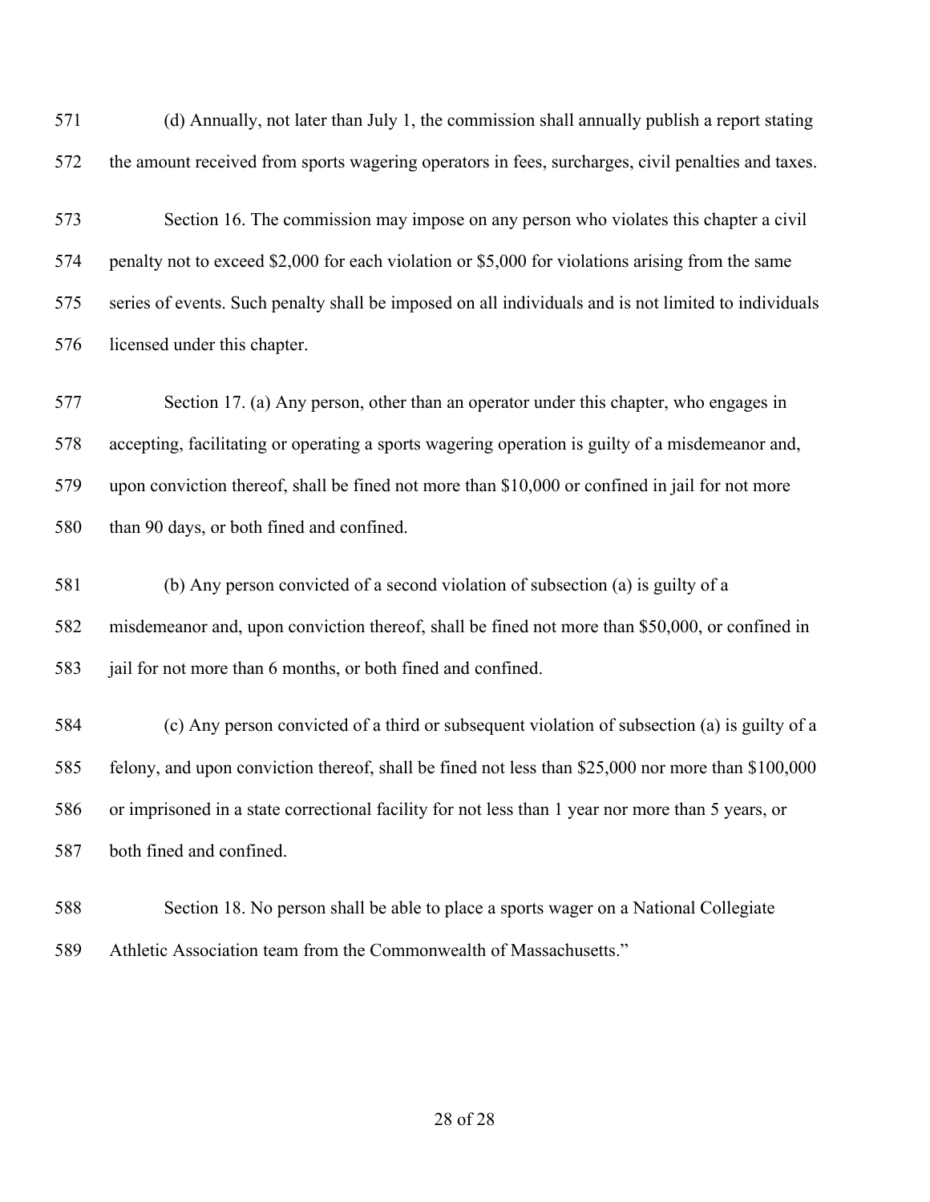(d) Annually, not later than July 1, the commission shall annually publish a report stating the amount received from sports wagering operators in fees, surcharges, civil penalties and taxes.

Section 16. The commission may impose on any person who violates this chapter a civil penalty not to exceed $2,000 for each violation or $5,000 for violations arising from the same series of events. Such penalty shall be imposed on all individuals and is not limited to individuals licensed under this chapter.

Section 17. (a) Any person, other than an operator under this chapter, who engages in accepting, facilitating or operating a sports wagering operation is guilty of a misdemeanor and, upon conviction thereof, shall be fined not more than $10,000 or confined in jail for not more than 90 days, or both fined and confined.

(b) Any person convicted of a second violation of subsection (a) is guilty of a misdemeanor and, upon conviction thereof, shall be fined not more than $50,000, or confined in jail for not more than 6 months, or both fined and confined.

(c) Any person convicted of a third or subsequent violation of subsection (a) is guilty of a felony, and upon conviction thereof, shall be fined not less than $25,000 nor more than $100,000 or imprisoned in a state correctional facility for not less than 1 year nor more than 5 years, or both fined and confined.

Section 18. No person shall be able to place a sports wager on a National Collegiate Athletic Association team from the Commonwealth of Massachusetts."